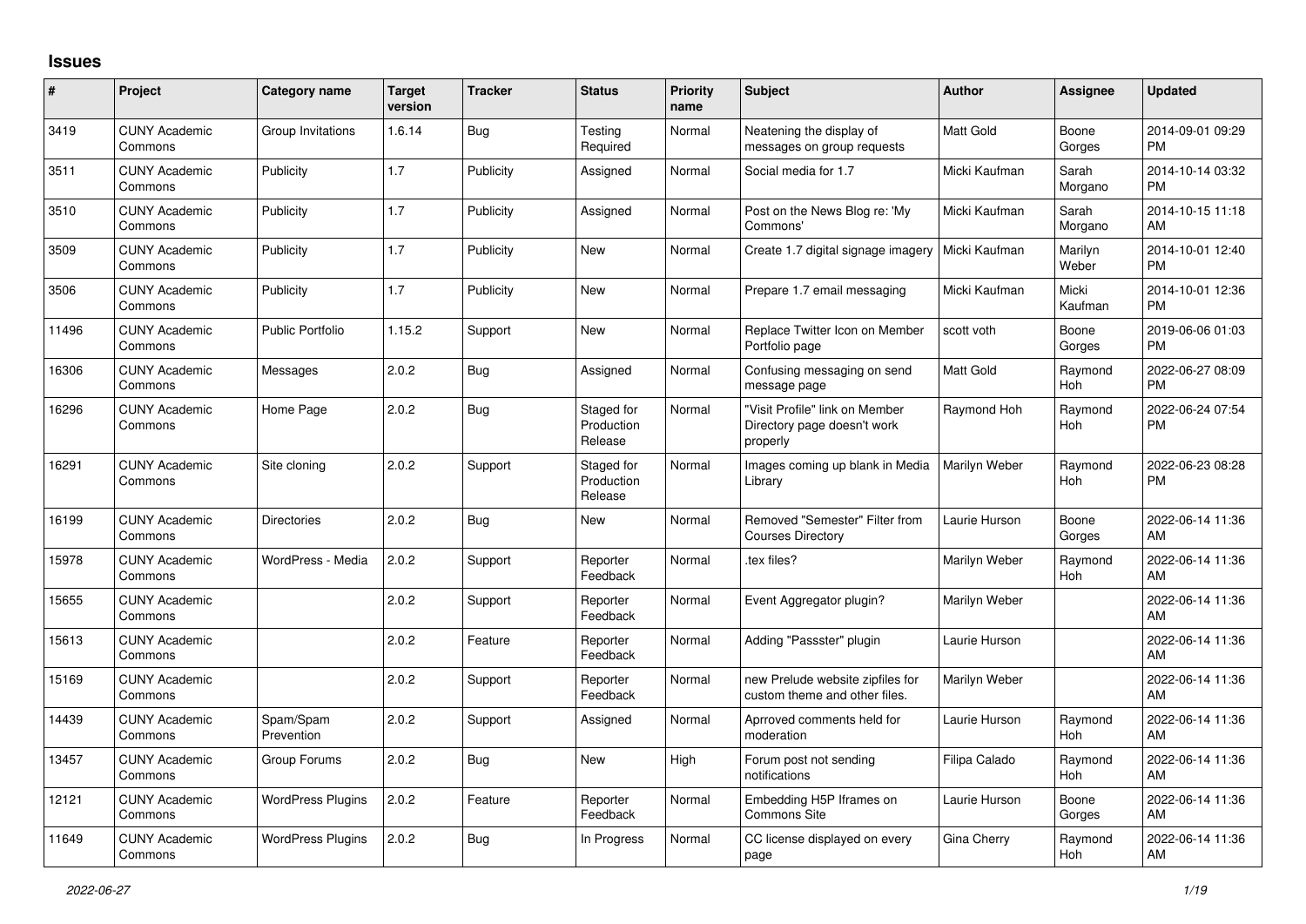## Issues

| # | Project | Category name | Target version | Tracker | Status | Priority name | Subject | Author | Assignee | Updated |
|---|---|---|---|---|---|---|---|---|---|---|
| 3419 | CUNY Academic Commons | Group Invitations | 1.6.14 | Bug | Testing Required | Normal | Neatening the display of messages on group requests | Matt Gold | Boone Gorges | 2014-09-01 09:29 PM |
| 3511 | CUNY Academic Commons | Publicity | 1.7 | Publicity | Assigned | Normal | Social media for 1.7 | Micki Kaufman | Sarah Morgano | 2014-10-14 03:32 PM |
| 3510 | CUNY Academic Commons | Publicity | 1.7 | Publicity | Assigned | Normal | Post on the News Blog re: 'My Commons' | Micki Kaufman | Sarah Morgano | 2014-10-15 11:18 AM |
| 3509 | CUNY Academic Commons | Publicity | 1.7 | Publicity | New | Normal | Create 1.7 digital signage imagery | Micki Kaufman | Marilyn Weber | 2014-10-01 12:40 PM |
| 3506 | CUNY Academic Commons | Publicity | 1.7 | Publicity | New | Normal | Prepare 1.7 email messaging | Micki Kaufman | Micki Kaufman | 2014-10-01 12:36 PM |
| 11496 | CUNY Academic Commons | Public Portfolio | 1.15.2 | Support | New | Normal | Replace Twitter Icon on Member Portfolio page | scott voth | Boone Gorges | 2019-06-06 01:03 PM |
| 16306 | CUNY Academic Commons | Messages | 2.0.2 | Bug | Assigned | Normal | Confusing messaging on send message page | Matt Gold | Raymond Hoh | 2022-06-27 08:09 PM |
| 16296 | CUNY Academic Commons | Home Page | 2.0.2 | Bug | Staged for Production Release | Normal | "Visit Profile" link on Member Directory page doesn't work properly | Raymond Hoh | Raymond Hoh | 2022-06-24 07:54 PM |
| 16291 | CUNY Academic Commons | Site cloning | 2.0.2 | Support | Staged for Production Release | Normal | Images coming up blank in Media Library | Marilyn Weber | Raymond Hoh | 2022-06-23 08:28 PM |
| 16199 | CUNY Academic Commons | Directories | 2.0.2 | Bug | New | Normal | Removed "Semester" Filter from Courses Directory | Laurie Hurson | Boone Gorges | 2022-06-14 11:36 AM |
| 15978 | CUNY Academic Commons | WordPress - Media | 2.0.2 | Support | Reporter Feedback | Normal | .tex files? | Marilyn Weber | Raymond Hoh | 2022-06-14 11:36 AM |
| 15655 | CUNY Academic Commons | | 2.0.2 | Support | Reporter Feedback | Normal | Event Aggregator plugin? | Marilyn Weber | | 2022-06-14 11:36 AM |
| 15613 | CUNY Academic Commons | | 2.0.2 | Feature | Reporter Feedback | Normal | Adding "Passster" plugin | Laurie Hurson | | 2022-06-14 11:36 AM |
| 15169 | CUNY Academic Commons | | 2.0.2 | Support | Reporter Feedback | Normal | new Prelude website zipfiles for custom theme and other files. | Marilyn Weber | | 2022-06-14 11:36 AM |
| 14439 | CUNY Academic Commons | Spam/Spam Prevention | 2.0.2 | Support | Assigned | Normal | Aprroved comments held for moderation | Laurie Hurson | Raymond Hoh | 2022-06-14 11:36 AM |
| 13457 | CUNY Academic Commons | Group Forums | 2.0.2 | Bug | New | High | Forum post not sending notifications | Filipa Calado | Raymond Hoh | 2022-06-14 11:36 AM |
| 12121 | CUNY Academic Commons | WordPress Plugins | 2.0.2 | Feature | Reporter Feedback | Normal | Embedding H5P Iframes on Commons Site | Laurie Hurson | Boone Gorges | 2022-06-14 11:36 AM |
| 11649 | CUNY Academic Commons | WordPress Plugins | 2.0.2 | Bug | In Progress | Normal | CC license displayed on every page | Gina Cherry | Raymond Hoh | 2022-06-14 11:36 AM |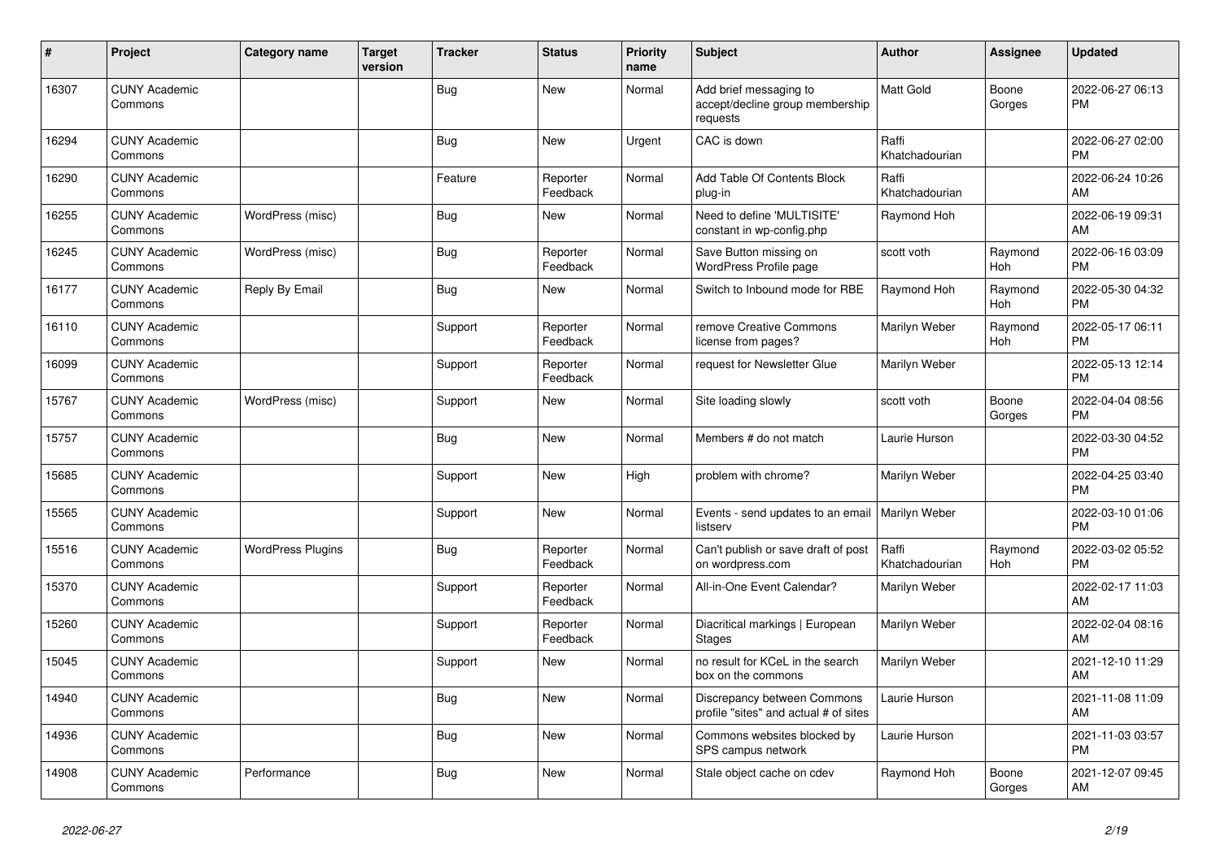| # | Project | Category name | Target version | Tracker | Status | Priority name | Subject | Author | Assignee | Updated |
|---|---|---|---|---|---|---|---|---|---|---|
| 16307 | CUNY Academic Commons | | | Bug | New | Normal | Add brief messaging to accept/decline group membership requests | Matt Gold | Boone Gorges | 2022-06-27 06:13 PM |
| 16294 | CUNY Academic Commons | | | Bug | New | Urgent | CAC is down | Raffi Khatchadourian | | 2022-06-27 02:00 PM |
| 16290 | CUNY Academic Commons | | | Feature | Reporter Feedback | Normal | Add Table Of Contents Block plug-in | Raffi Khatchadourian | | 2022-06-24 10:26 AM |
| 16255 | CUNY Academic Commons | WordPress (misc) | | Bug | New | Normal | Need to define 'MULTISITE' constant in wp-config.php | Raymond Hoh | | 2022-06-19 09:31 AM |
| 16245 | CUNY Academic Commons | WordPress (misc) | | Bug | Reporter Feedback | Normal | Save Button missing on WordPress Profile page | scott voth | Raymond Hoh | 2022-06-16 03:09 PM |
| 16177 | CUNY Academic Commons | Reply By Email | | Bug | New | Normal | Switch to Inbound mode for RBE | Raymond Hoh | Raymond Hoh | 2022-05-30 04:32 PM |
| 16110 | CUNY Academic Commons | | | Support | Reporter Feedback | Normal | remove Creative Commons license from pages? | Marilyn Weber | Raymond Hoh | 2022-05-17 06:11 PM |
| 16099 | CUNY Academic Commons | | | Support | Reporter Feedback | Normal | request for Newsletter Glue | Marilyn Weber | | 2022-05-13 12:14 PM |
| 15767 | CUNY Academic Commons | WordPress (misc) | | Support | New | Normal | Site loading slowly | scott voth | Boone Gorges | 2022-04-04 08:56 PM |
| 15757 | CUNY Academic Commons | | | Bug | New | Normal | Members # do not match | Laurie Hurson | | 2022-03-30 04:52 PM |
| 15685 | CUNY Academic Commons | | | Support | New | High | problem with chrome? | Marilyn Weber | | 2022-04-25 03:40 PM |
| 15565 | CUNY Academic Commons | | | Support | New | Normal | Events - send updates to an email listserv | Marilyn Weber | | 2022-03-10 01:06 PM |
| 15516 | CUNY Academic Commons | WordPress Plugins | | Bug | Reporter Feedback | Normal | Can't publish or save draft of post on wordpress.com | Raffi Khatchadourian | Raymond Hoh | 2022-03-02 05:52 PM |
| 15370 | CUNY Academic Commons | | | Support | Reporter Feedback | Normal | All-in-One Event Calendar? | Marilyn Weber | | 2022-02-17 11:03 AM |
| 15260 | CUNY Academic Commons | | | Support | Reporter Feedback | Normal | Diacritical markings \| European Stages | Marilyn Weber | | 2022-02-04 08:16 AM |
| 15045 | CUNY Academic Commons | | | Support | New | Normal | no result for KCeL in the search box on the commons | Marilyn Weber | | 2021-12-10 11:29 AM |
| 14940 | CUNY Academic Commons | | | Bug | New | Normal | Discrepancy between Commons profile "sites" and actual # of sites | Laurie Hurson | | 2021-11-08 11:09 AM |
| 14936 | CUNY Academic Commons | | | Bug | New | Normal | Commons websites blocked by SPS campus network | Laurie Hurson | | 2021-11-03 03:57 PM |
| 14908 | CUNY Academic Commons | Performance | | Bug | New | Normal | Stale object cache on cdev | Raymond Hoh | Boone Gorges | 2021-12-07 09:45 AM |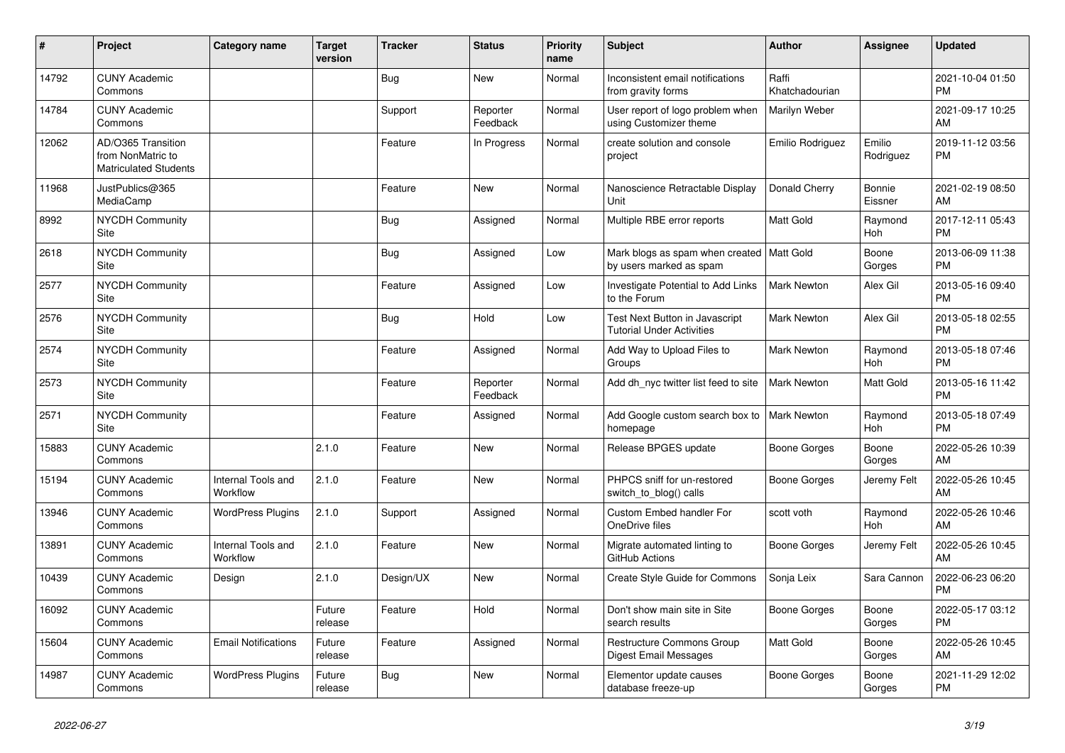| # | Project | Category name | Target version | Tracker | Status | Priority name | Subject | Author | Assignee | Updated |
|---|---|---|---|---|---|---|---|---|---|---|
| 14792 | CUNY Academic Commons | | | Bug | New | Normal | Inconsistent email notifications from gravity forms | Raffi Khatchadourian | | 2021-10-04 01:50 PM |
| 14784 | CUNY Academic Commons | | | Support | Reporter Feedback | Normal | User report of logo problem when using Customizer theme | Marilyn Weber | | 2021-09-17 10:25 AM |
| 12062 | AD/O365 Transition from NonMatric to Matriculated Students | | | Feature | In Progress | Normal | create solution and console project | Emilio Rodriguez | Emilio Rodriguez | 2019-11-12 03:56 PM |
| 11968 | JustPublics@365 MediaCamp | | | Feature | New | Normal | Nanoscience Retractable Display Unit | Donald Cherry | Bonnie Eissner | 2021-02-19 08:50 AM |
| 8992 | NYCDH Community Site | | | Bug | Assigned | Normal | Multiple RBE error reports | Matt Gold | Raymond Hoh | 2017-12-11 05:43 PM |
| 2618 | NYCDH Community Site | | | Bug | Assigned | Low | Mark blogs as spam when created by users marked as spam | Matt Gold | Boone Gorges | 2013-06-09 11:38 PM |
| 2577 | NYCDH Community Site | | | Feature | Assigned | Low | Investigate Potential to Add Links to the Forum | Mark Newton | Alex Gil | 2013-05-16 09:40 PM |
| 2576 | NYCDH Community Site | | | Bug | Hold | Low | Test Next Button in Javascript Tutorial Under Activities | Mark Newton | Alex Gil | 2013-05-18 02:55 PM |
| 2574 | NYCDH Community Site | | | Feature | Assigned | Normal | Add Way to Upload Files to Groups | Mark Newton | Raymond Hoh | 2013-05-18 07:46 PM |
| 2573 | NYCDH Community Site | | | Feature | Reporter Feedback | Normal | Add dh_nyc twitter list feed to site | Mark Newton | Matt Gold | 2013-05-16 11:42 PM |
| 2571 | NYCDH Community Site | | | Feature | Assigned | Normal | Add Google custom search box to homepage | Mark Newton | Raymond Hoh | 2013-05-18 07:49 PM |
| 15883 | CUNY Academic Commons | | 2.1.0 | Feature | New | Normal | Release BPGES update | Boone Gorges | Boone Gorges | 2022-05-26 10:39 AM |
| 15194 | CUNY Academic Commons | Internal Tools and Workflow | 2.1.0 | Feature | New | Normal | PHPCS sniff for un-restored switch_to_blog() calls | Boone Gorges | Jeremy Felt | 2022-05-26 10:45 AM |
| 13946 | CUNY Academic Commons | WordPress Plugins | 2.1.0 | Support | Assigned | Normal | Custom Embed handler For OneDrive files | scott voth | Raymond Hoh | 2022-05-26 10:46 AM |
| 13891 | CUNY Academic Commons | Internal Tools and Workflow | 2.1.0 | Feature | New | Normal | Migrate automated linting to GitHub Actions | Boone Gorges | Jeremy Felt | 2022-05-26 10:45 AM |
| 10439 | CUNY Academic Commons | Design | 2.1.0 | Design/UX | New | Normal | Create Style Guide for Commons | Sonja Leix | Sara Cannon | 2022-06-23 06:20 PM |
| 16092 | CUNY Academic Commons | | Future release | Feature | Hold | Normal | Don't show main site in Site search results | Boone Gorges | Boone Gorges | 2022-05-17 03:12 PM |
| 15604 | CUNY Academic Commons | Email Notifications | Future release | Feature | Assigned | Normal | Restructure Commons Group Digest Email Messages | Matt Gold | Boone Gorges | 2022-05-26 10:45 AM |
| 14987 | CUNY Academic Commons | WordPress Plugins | Future release | Bug | New | Normal | Elementor update causes database freeze-up | Boone Gorges | Boone Gorges | 2021-11-29 12:02 PM |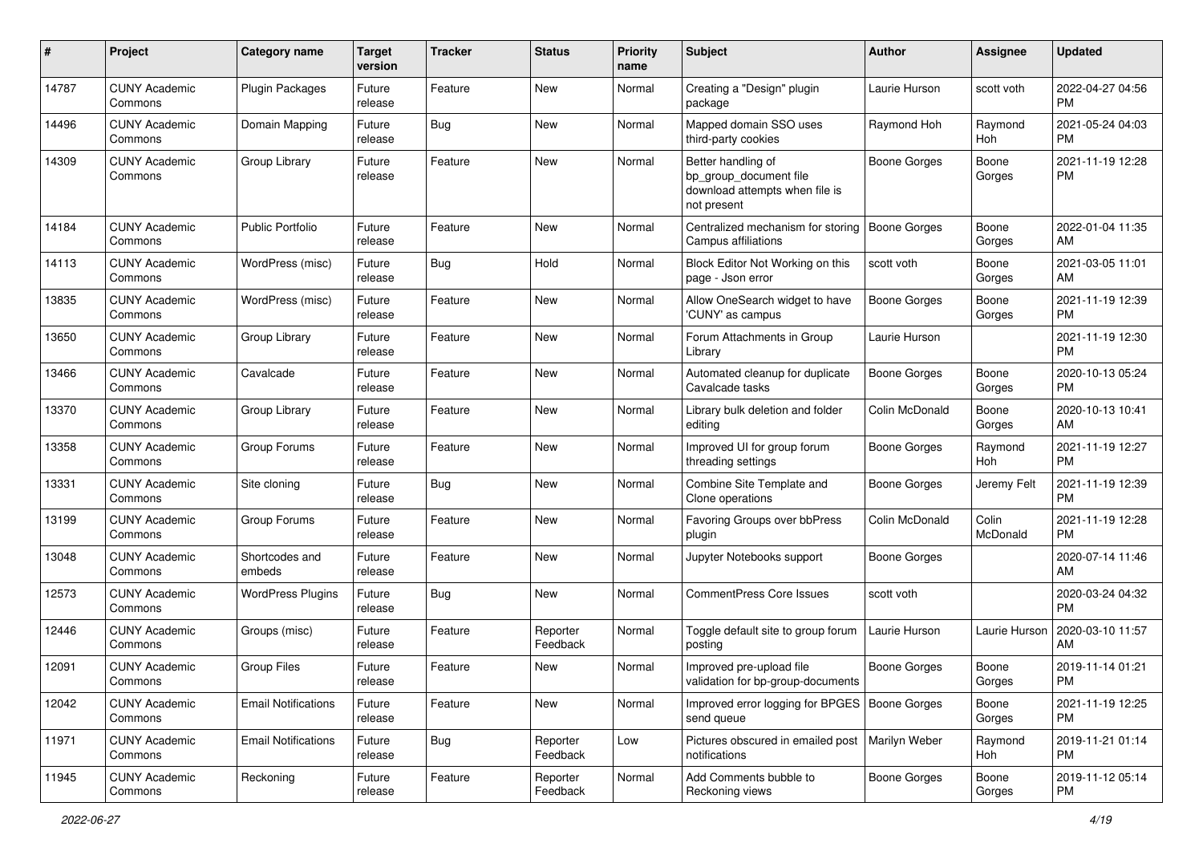| # | Project | Category name | Target version | Tracker | Status | Priority name | Subject | Author | Assignee | Updated |
|---|---|---|---|---|---|---|---|---|---|---|
| 14787 | CUNY Academic Commons | Plugin Packages | Future release | Feature | New | Normal | Creating a "Design" plugin package | Laurie Hurson | scott voth | 2022-04-27 04:56 PM |
| 14496 | CUNY Academic Commons | Domain Mapping | Future release | Bug | New | Normal | Mapped domain SSO uses third-party cookies | Raymond Hoh | Raymond Hoh | 2021-05-24 04:03 PM |
| 14309 | CUNY Academic Commons | Group Library | Future release | Feature | New | Normal | Better handling of bp_group_document file download attempts when file is not present | Boone Gorges | Boone Gorges | 2021-11-19 12:28 PM |
| 14184 | CUNY Academic Commons | Public Portfolio | Future release | Feature | New | Normal | Centralized mechanism for storing Campus affiliations | Boone Gorges | Boone Gorges | 2022-01-04 11:35 AM |
| 14113 | CUNY Academic Commons | WordPress (misc) | Future release | Bug | Hold | Normal | Block Editor Not Working on this page - Json error | scott voth | Boone Gorges | 2021-03-05 11:01 AM |
| 13835 | CUNY Academic Commons | WordPress (misc) | Future release | Feature | New | Normal | Allow OneSearch widget to have 'CUNY' as campus | Boone Gorges | Boone Gorges | 2021-11-19 12:39 PM |
| 13650 | CUNY Academic Commons | Group Library | Future release | Feature | New | Normal | Forum Attachments in Group Library | Laurie Hurson | | 2021-11-19 12:30 PM |
| 13466 | CUNY Academic Commons | Cavalcade | Future release | Feature | New | Normal | Automated cleanup for duplicate Cavalcade tasks | Boone Gorges | Boone Gorges | 2020-10-13 05:24 PM |
| 13370 | CUNY Academic Commons | Group Library | Future release | Feature | New | Normal | Library bulk deletion and folder editing | Colin McDonald | Boone Gorges | 2020-10-13 10:41 AM |
| 13358 | CUNY Academic Commons | Group Forums | Future release | Feature | New | Normal | Improved UI for group forum threading settings | Boone Gorges | Raymond Hoh | 2021-11-19 12:27 PM |
| 13331 | CUNY Academic Commons | Site cloning | Future release | Bug | New | Normal | Combine Site Template and Clone operations | Boone Gorges | Jeremy Felt | 2021-11-19 12:39 PM |
| 13199 | CUNY Academic Commons | Group Forums | Future release | Feature | New | Normal | Favoring Groups over bbPress plugin | Colin McDonald | Colin McDonald | 2021-11-19 12:28 PM |
| 13048 | CUNY Academic Commons | Shortcodes and embeds | Future release | Feature | New | Normal | Jupyter Notebooks support | Boone Gorges | | 2020-07-14 11:46 AM |
| 12573 | CUNY Academic Commons | WordPress Plugins | Future release | Bug | New | Normal | CommentPress Core Issues | scott voth | | 2020-03-24 04:32 PM |
| 12446 | CUNY Academic Commons | Groups (misc) | Future release | Feature | Reporter Feedback | Normal | Toggle default site to group forum posting | Laurie Hurson | Laurie Hurson | 2020-03-10 11:57 AM |
| 12091 | CUNY Academic Commons | Group Files | Future release | Feature | New | Normal | Improved pre-upload file validation for bp-group-documents | Boone Gorges | Boone Gorges | 2019-11-14 01:21 PM |
| 12042 | CUNY Academic Commons | Email Notifications | Future release | Feature | New | Normal | Improved error logging for BPGES send queue | Boone Gorges | Boone Gorges | 2021-11-19 12:25 PM |
| 11971 | CUNY Academic Commons | Email Notifications | Future release | Bug | Reporter Feedback | Low | Pictures obscured in emailed post notifications | Marilyn Weber | Raymond Hoh | 2019-11-21 01:14 PM |
| 11945 | CUNY Academic Commons | Reckoning | Future release | Feature | Reporter Feedback | Normal | Add Comments bubble to Reckoning views | Boone Gorges | Boone Gorges | 2019-11-12 05:14 PM |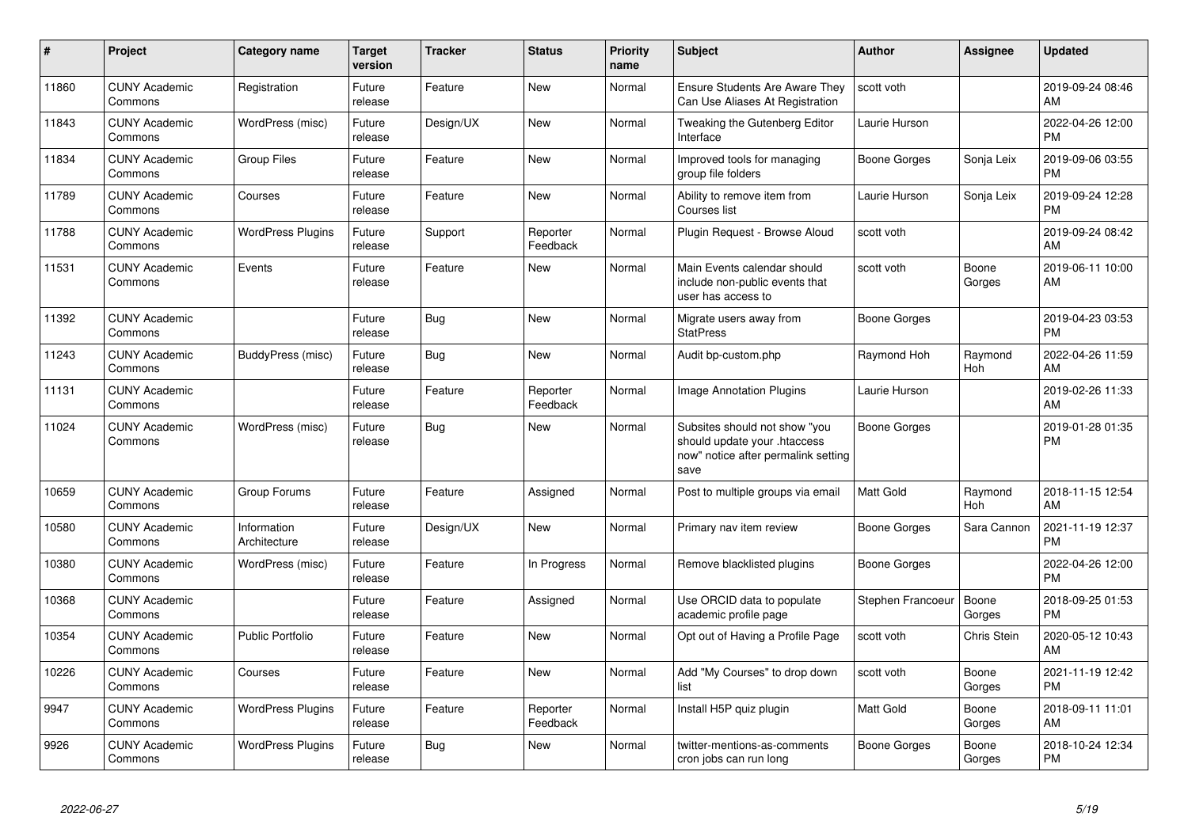| # | Project | Category name | Target version | Tracker | Status | Priority name | Subject | Author | Assignee | Updated |
|---|---|---|---|---|---|---|---|---|---|---|
| 11860 | CUNY Academic Commons | Registration | Future release | Feature | New | Normal | Ensure Students Are Aware They Can Use Aliases At Registration | scott voth | | 2019-09-24 08:46 AM |
| 11843 | CUNY Academic Commons | WordPress (misc) | Future release | Design/UX | New | Normal | Tweaking the Gutenberg Editor Interface | Laurie Hurson | | 2022-04-26 12:00 PM |
| 11834 | CUNY Academic Commons | Group Files | Future release | Feature | New | Normal | Improved tools for managing group file folders | Boone Gorges | Sonja Leix | 2019-09-06 03:55 PM |
| 11789 | CUNY Academic Commons | Courses | Future release | Feature | New | Normal | Ability to remove item from Courses list | Laurie Hurson | Sonja Leix | 2019-09-24 12:28 PM |
| 11788 | CUNY Academic Commons | WordPress Plugins | Future release | Support | Reporter Feedback | Normal | Plugin Request - Browse Aloud | scott voth | | 2019-09-24 08:42 AM |
| 11531 | CUNY Academic Commons | Events | Future release | Feature | New | Normal | Main Events calendar should include non-public events that user has access to | scott voth | Boone Gorges | 2019-06-11 10:00 AM |
| 11392 | CUNY Academic Commons | | Future release | Bug | New | Normal | Migrate users away from StatPress | Boone Gorges | | 2019-04-23 03:53 PM |
| 11243 | CUNY Academic Commons | BuddyPress (misc) | Future release | Bug | New | Normal | Audit bp-custom.php | Raymond Hoh | Raymond Hoh | 2022-04-26 11:59 AM |
| 11131 | CUNY Academic Commons | | Future release | Feature | Reporter Feedback | Normal | Image Annotation Plugins | Laurie Hurson | | 2019-02-26 11:33 AM |
| 11024 | CUNY Academic Commons | WordPress (misc) | Future release | Bug | New | Normal | Subsites should not show "you should update your .htaccess now" notice after permalink setting save | Boone Gorges | | 2019-01-28 01:35 PM |
| 10659 | CUNY Academic Commons | Group Forums | Future release | Feature | Assigned | Normal | Post to multiple groups via email | Matt Gold | Raymond Hoh | 2018-11-15 12:54 AM |
| 10580 | CUNY Academic Commons | Information Architecture | Future release | Design/UX | New | Normal | Primary nav item review | Boone Gorges | Sara Cannon | 2021-11-19 12:37 PM |
| 10380 | CUNY Academic Commons | WordPress (misc) | Future release | Feature | In Progress | Normal | Remove blacklisted plugins | Boone Gorges | | 2022-04-26 12:00 PM |
| 10368 | CUNY Academic Commons | | Future release | Feature | Assigned | Normal | Use ORCID data to populate academic profile page | Stephen Francoeur | Boone Gorges | 2018-09-25 01:53 PM |
| 10354 | CUNY Academic Commons | Public Portfolio | Future release | Feature | New | Normal | Opt out of Having a Profile Page | scott voth | Chris Stein | 2020-05-12 10:43 AM |
| 10226 | CUNY Academic Commons | Courses | Future release | Feature | New | Normal | Add "My Courses" to drop down list | scott voth | Boone Gorges | 2021-11-19 12:42 PM |
| 9947 | CUNY Academic Commons | WordPress Plugins | Future release | Feature | Reporter Feedback | Normal | Install H5P quiz plugin | Matt Gold | Boone Gorges | 2018-09-11 11:01 AM |
| 9926 | CUNY Academic Commons | WordPress Plugins | Future release | Bug | New | Normal | twitter-mentions-as-comments cron jobs can run long | Boone Gorges | Boone Gorges | 2018-10-24 12:34 PM |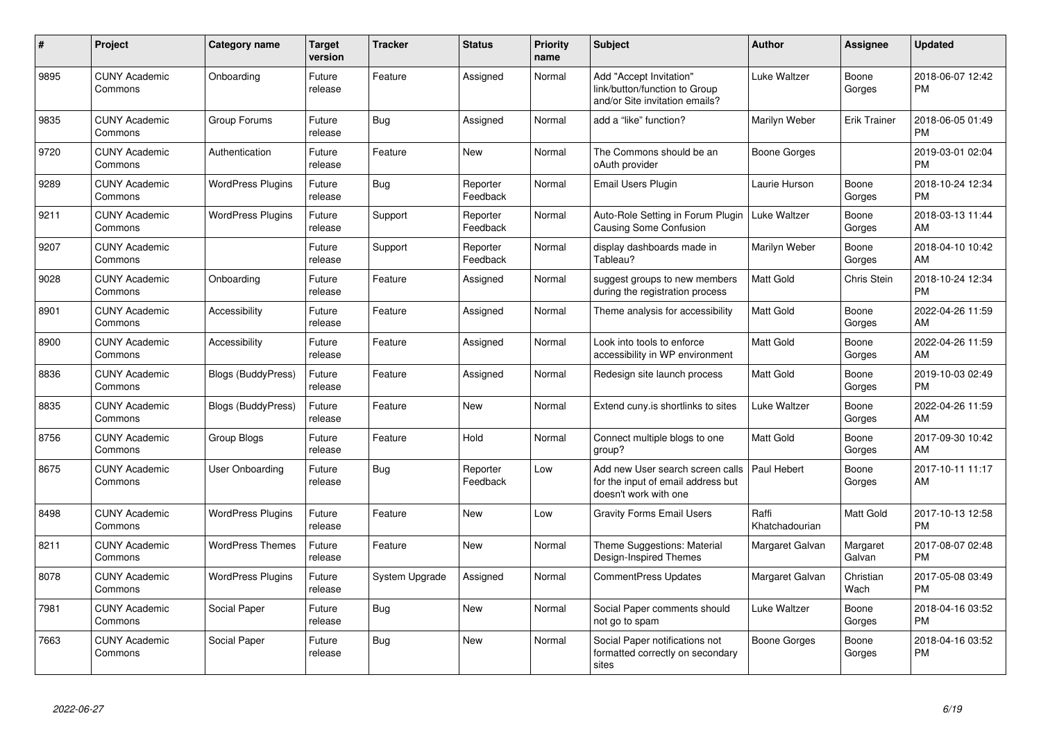| # | Project | Category name | Target version | Tracker | Status | Priority name | Subject | Author | Assignee | Updated |
|---|---|---|---|---|---|---|---|---|---|---|
| 9895 | CUNY Academic Commons | Onboarding | Future release | Feature | Assigned | Normal | Add "Accept Invitation" link/button/function to Group and/or Site invitation emails? | Luke Waltzer | Boone Gorges | 2018-06-07 12:42 PM |
| 9835 | CUNY Academic Commons | Group Forums | Future release | Bug | Assigned | Normal | add a "like" function? | Marilyn Weber | Erik Trainer | 2018-06-05 01:49 PM |
| 9720 | CUNY Academic Commons | Authentication | Future release | Feature | New | Normal | The Commons should be an oAuth provider | Boone Gorges | | 2019-03-01 02:04 PM |
| 9289 | CUNY Academic Commons | WordPress Plugins | Future release | Bug | Reporter Feedback | Normal | Email Users Plugin | Laurie Hurson | Boone Gorges | 2018-10-24 12:34 PM |
| 9211 | CUNY Academic Commons | WordPress Plugins | Future release | Support | Reporter Feedback | Normal | Auto-Role Setting in Forum Plugin Causing Some Confusion | Luke Waltzer | Boone Gorges | 2018-03-13 11:44 AM |
| 9207 | CUNY Academic Commons | | Future release | Support | Reporter Feedback | Normal | display dashboards made in Tableau? | Marilyn Weber | Boone Gorges | 2018-04-10 10:42 AM |
| 9028 | CUNY Academic Commons | Onboarding | Future release | Feature | Assigned | Normal | suggest groups to new members during the registration process | Matt Gold | Chris Stein | 2018-10-24 12:34 PM |
| 8901 | CUNY Academic Commons | Accessibility | Future release | Feature | Assigned | Normal | Theme analysis for accessibility | Matt Gold | Boone Gorges | 2022-04-26 11:59 AM |
| 8900 | CUNY Academic Commons | Accessibility | Future release | Feature | Assigned | Normal | Look into tools to enforce accessibility in WP environment | Matt Gold | Boone Gorges | 2022-04-26 11:59 AM |
| 8836 | CUNY Academic Commons | Blogs (BuddyPress) | Future release | Feature | Assigned | Normal | Redesign site launch process | Matt Gold | Boone Gorges | 2019-10-03 02:49 PM |
| 8835 | CUNY Academic Commons | Blogs (BuddyPress) | Future release | Feature | New | Normal | Extend cuny.is shortlinks to sites | Luke Waltzer | Boone Gorges | 2022-04-26 11:59 AM |
| 8756 | CUNY Academic Commons | Group Blogs | Future release | Feature | Hold | Normal | Connect multiple blogs to one group? | Matt Gold | Boone Gorges | 2017-09-30 10:42 AM |
| 8675 | CUNY Academic Commons | User Onboarding | Future release | Bug | Reporter Feedback | Low | Add new User search screen calls for the input of email address but doesn't work with one | Paul Hebert | Boone Gorges | 2017-10-11 11:17 AM |
| 8498 | CUNY Academic Commons | WordPress Plugins | Future release | Feature | New | Low | Gravity Forms Email Users | Raffi Khatchadourian | Matt Gold | 2017-10-13 12:58 PM |
| 8211 | CUNY Academic Commons | WordPress Themes | Future release | Feature | New | Normal | Theme Suggestions: Material Design-Inspired Themes | Margaret Galvan | Margaret Galvan | 2017-08-07 02:48 PM |
| 8078 | CUNY Academic Commons | WordPress Plugins | Future release | System Upgrade | Assigned | Normal | CommentPress Updates | Margaret Galvan | Christian Wach | 2017-05-08 03:49 PM |
| 7981 | CUNY Academic Commons | Social Paper | Future release | Bug | New | Normal | Social Paper comments should not go to spam | Luke Waltzer | Boone Gorges | 2018-04-16 03:52 PM |
| 7663 | CUNY Academic Commons | Social Paper | Future release | Bug | New | Normal | Social Paper notifications not formatted correctly on secondary sites | Boone Gorges | Boone Gorges | 2018-04-16 03:52 PM |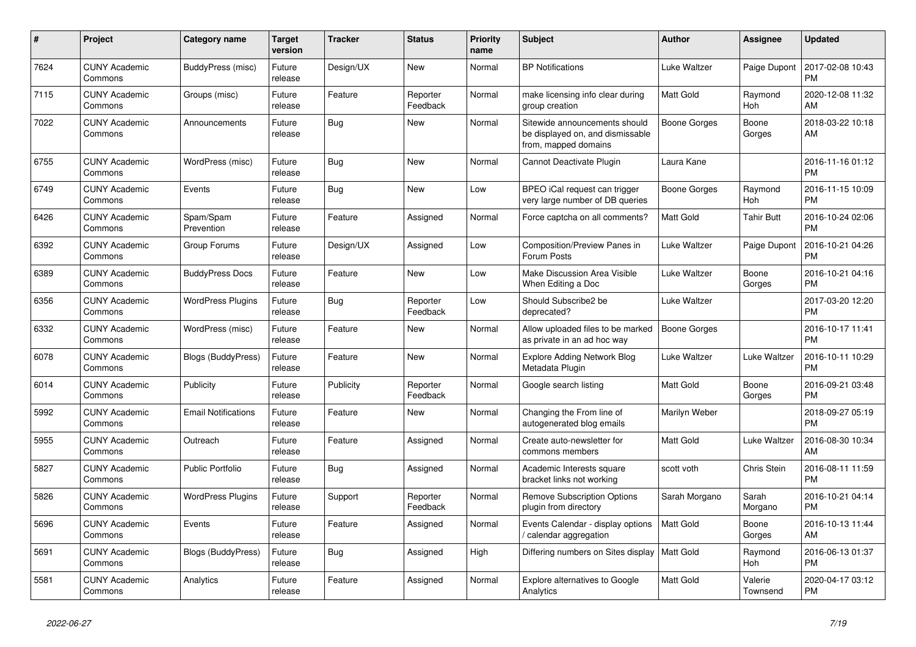| # | Project | Category name | Target version | Tracker | Status | Priority name | Subject | Author | Assignee | Updated |
|---|---|---|---|---|---|---|---|---|---|---|
| 7624 | CUNY Academic Commons | BuddyPress (misc) | Future release | Design/UX | New | Normal | BP Notifications | Luke Waltzer | Paige Dupont | 2017-02-08 10:43 PM |
| 7115 | CUNY Academic Commons | Groups (misc) | Future release | Feature | Reporter Feedback | Normal | make licensing info clear during group creation | Matt Gold | Raymond Hoh | 2020-12-08 11:32 AM |
| 7022 | CUNY Academic Commons | Announcements | Future release | Bug | New | Normal | Sitewide announcements should be displayed on, and dismissable from, mapped domains | Boone Gorges | Boone Gorges | 2018-03-22 10:18 AM |
| 6755 | CUNY Academic Commons | WordPress (misc) | Future release | Bug | New | Normal | Cannot Deactivate Plugin | Laura Kane | | 2016-11-16 01:12 PM |
| 6749 | CUNY Academic Commons | Events | Future release | Bug | New | Low | BPEO iCal request can trigger very large number of DB queries | Boone Gorges | Raymond Hoh | 2016-11-15 10:09 PM |
| 6426 | CUNY Academic Commons | Spam/Spam Prevention | Future release | Feature | Assigned | Normal | Force captcha on all comments? | Matt Gold | Tahir Butt | 2016-10-24 02:06 PM |
| 6392 | CUNY Academic Commons | Group Forums | Future release | Design/UX | Assigned | Low | Composition/Preview Panes in Forum Posts | Luke Waltzer | Paige Dupont | 2016-10-21 04:26 PM |
| 6389 | CUNY Academic Commons | BuddyPress Docs | Future release | Feature | New | Low | Make Discussion Area Visible When Editing a Doc | Luke Waltzer | Boone Gorges | 2016-10-21 04:16 PM |
| 6356 | CUNY Academic Commons | WordPress Plugins | Future release | Bug | Reporter Feedback | Low | Should Subscribe2 be deprecated? | Luke Waltzer | | 2017-03-20 12:20 PM |
| 6332 | CUNY Academic Commons | WordPress (misc) | Future release | Feature | New | Normal | Allow uploaded files to be marked as private in an ad hoc way | Boone Gorges | | 2016-10-17 11:41 PM |
| 6078 | CUNY Academic Commons | Blogs (BuddyPress) | Future release | Feature | New | Normal | Explore Adding Network Blog Metadata Plugin | Luke Waltzer | Luke Waltzer | 2016-10-11 10:29 PM |
| 6014 | CUNY Academic Commons | Publicity | Future release | Publicity | Reporter Feedback | Normal | Google search listing | Matt Gold | Boone Gorges | 2016-09-21 03:48 PM |
| 5992 | CUNY Academic Commons | Email Notifications | Future release | Feature | New | Normal | Changing the From line of autogenerated blog emails | Marilyn Weber | | 2018-09-27 05:19 PM |
| 5955 | CUNY Academic Commons | Outreach | Future release | Feature | Assigned | Normal | Create auto-newsletter for commons members | Matt Gold | Luke Waltzer | 2016-08-30 10:34 AM |
| 5827 | CUNY Academic Commons | Public Portfolio | Future release | Bug | Assigned | Normal | Academic Interests square bracket links not working | scott voth | Chris Stein | 2016-08-11 11:59 PM |
| 5826 | CUNY Academic Commons | WordPress Plugins | Future release | Support | Reporter Feedback | Normal | Remove Subscription Options plugin from directory | Sarah Morgano | Sarah Morgano | 2016-10-21 04:14 PM |
| 5696 | CUNY Academic Commons | Events | Future release | Feature | Assigned | Normal | Events Calendar - display options / calendar aggregation | Matt Gold | Boone Gorges | 2016-10-13 11:44 AM |
| 5691 | CUNY Academic Commons | Blogs (BuddyPress) | Future release | Bug | Assigned | High | Differing numbers on Sites display | Matt Gold | Raymond Hoh | 2016-06-13 01:37 PM |
| 5581 | CUNY Academic Commons | Analytics | Future release | Feature | Assigned | Normal | Explore alternatives to Google Analytics | Matt Gold | Valerie Townsend | 2020-04-17 03:12 PM |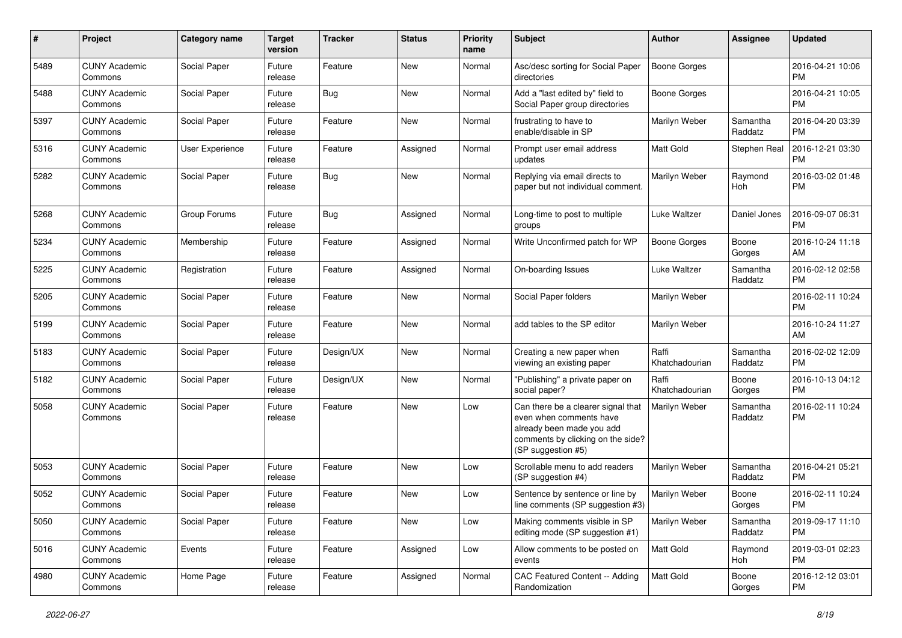| # | Project | Category name | Target version | Tracker | Status | Priority name | Subject | Author | Assignee | Updated |
|---|---|---|---|---|---|---|---|---|---|---|
| 5489 | CUNY Academic Commons | Social Paper | Future release | Feature | New | Normal | Asc/desc sorting for Social Paper directories | Boone Gorges | | 2016-04-21 10:06 PM |
| 5488 | CUNY Academic Commons | Social Paper | Future release | Bug | New | Normal | Add a "last edited by" field to Social Paper group directories | Boone Gorges | | 2016-04-21 10:05 PM |
| 5397 | CUNY Academic Commons | Social Paper | Future release | Feature | New | Normal | frustrating to have to enable/disable in SP | Marilyn Weber | Samantha Raddatz | 2016-04-20 03:39 PM |
| 5316 | CUNY Academic Commons | User Experience | Future release | Feature | Assigned | Normal | Prompt user email address updates | Matt Gold | Stephen Real | 2016-12-21 03:30 PM |
| 5282 | CUNY Academic Commons | Social Paper | Future release | Bug | New | Normal | Replying via email directs to paper but not individual comment. | Marilyn Weber | Raymond Hoh | 2016-03-02 01:48 PM |
| 5268 | CUNY Academic Commons | Group Forums | Future release | Bug | Assigned | Normal | Long-time to post to multiple groups | Luke Waltzer | Daniel Jones | 2016-09-07 06:31 PM |
| 5234 | CUNY Academic Commons | Membership | Future release | Feature | Assigned | Normal | Write Unconfirmed patch for WP | Boone Gorges | Boone Gorges | 2016-10-24 11:18 AM |
| 5225 | CUNY Academic Commons | Registration | Future release | Feature | Assigned | Normal | On-boarding Issues | Luke Waltzer | Samantha Raddatz | 2016-02-12 02:58 PM |
| 5205 | CUNY Academic Commons | Social Paper | Future release | Feature | New | Normal | Social Paper folders | Marilyn Weber | | 2016-02-11 10:24 PM |
| 5199 | CUNY Academic Commons | Social Paper | Future release | Feature | New | Normal | add tables to the SP editor | Marilyn Weber | | 2016-10-24 11:27 AM |
| 5183 | CUNY Academic Commons | Social Paper | Future release | Design/UX | New | Normal | Creating a new paper when viewing an existing paper | Raffi Khatchadourian | Samantha Raddatz | 2016-02-02 12:09 PM |
| 5182 | CUNY Academic Commons | Social Paper | Future release | Design/UX | New | Normal | "Publishing" a private paper on social paper? | Raffi Khatchadourian | Boone Gorges | 2016-10-13 04:12 PM |
| 5058 | CUNY Academic Commons | Social Paper | Future release | Feature | New | Low | Can there be a clearer signal that even when comments have already been made you add comments by clicking on the side? (SP suggestion #5) | Marilyn Weber | Samantha Raddatz | 2016-02-11 10:24 PM |
| 5053 | CUNY Academic Commons | Social Paper | Future release | Feature | New | Low | Scrollable menu to add readers (SP suggestion #4) | Marilyn Weber | Samantha Raddatz | 2016-04-21 05:21 PM |
| 5052 | CUNY Academic Commons | Social Paper | Future release | Feature | New | Low | Sentence by sentence or line by line comments (SP suggestion #3) | Marilyn Weber | Boone Gorges | 2016-02-11 10:24 PM |
| 5050 | CUNY Academic Commons | Social Paper | Future release | Feature | New | Low | Making comments visible in SP editing mode (SP suggestion #1) | Marilyn Weber | Samantha Raddatz | 2019-09-17 11:10 PM |
| 5016 | CUNY Academic Commons | Events | Future release | Feature | Assigned | Low | Allow comments to be posted on events | Matt Gold | Raymond Hoh | 2019-03-01 02:23 PM |
| 4980 | CUNY Academic Commons | Home Page | Future release | Feature | Assigned | Normal | CAC Featured Content -- Adding Randomization | Matt Gold | Boone Gorges | 2016-12-12 03:01 PM |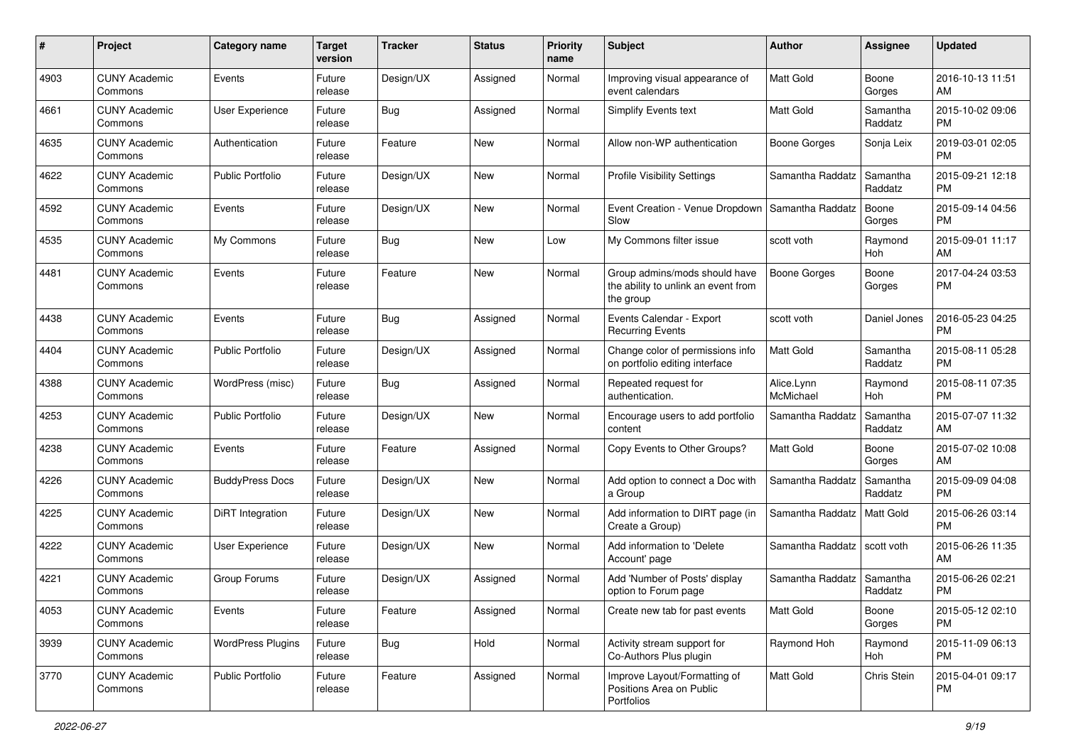| # | Project | Category name | Target version | Tracker | Status | Priority name | Subject | Author | Assignee | Updated |
| --- | --- | --- | --- | --- | --- | --- | --- | --- | --- | --- |
| 4903 | CUNY Academic Commons | Events | Future release | Design/UX | Assigned | Normal | Improving visual appearance of event calendars | Matt Gold | Boone Gorges | 2016-10-13 11:51 AM |
| 4661 | CUNY Academic Commons | User Experience | Future release | Bug | Assigned | Normal | Simplify Events text | Matt Gold | Samantha Raddatz | 2015-10-02 09:06 PM |
| 4635 | CUNY Academic Commons | Authentication | Future release | Feature | New | Normal | Allow non-WP authentication | Boone Gorges | Sonja Leix | 2019-03-01 02:05 PM |
| 4622 | CUNY Academic Commons | Public Portfolio | Future release | Design/UX | New | Normal | Profile Visibility Settings | Samantha Raddatz | Samantha Raddatz | 2015-09-21 12:18 PM |
| 4592 | CUNY Academic Commons | Events | Future release | Design/UX | New | Normal | Event Creation - Venue Dropdown Slow | Samantha Raddatz | Boone Gorges | 2015-09-14 04:56 PM |
| 4535 | CUNY Academic Commons | My Commons | Future release | Bug | New | Low | My Commons filter issue | scott voth | Raymond Hoh | 2015-09-01 11:17 AM |
| 4481 | CUNY Academic Commons | Events | Future release | Feature | New | Normal | Group admins/mods should have the ability to unlink an event from the group | Boone Gorges | Boone Gorges | 2017-04-24 03:53 PM |
| 4438 | CUNY Academic Commons | Events | Future release | Bug | Assigned | Normal | Events Calendar - Export Recurring Events | scott voth | Daniel Jones | 2016-05-23 04:25 PM |
| 4404 | CUNY Academic Commons | Public Portfolio | Future release | Design/UX | Assigned | Normal | Change color of permissions info on portfolio editing interface | Matt Gold | Samantha Raddatz | 2015-08-11 05:28 PM |
| 4388 | CUNY Academic Commons | WordPress (misc) | Future release | Bug | Assigned | Normal | Repeated request for authentication. | Alice.Lynn McMichael | Raymond Hoh | 2015-08-11 07:35 PM |
| 4253 | CUNY Academic Commons | Public Portfolio | Future release | Design/UX | New | Normal | Encourage users to add portfolio content | Samantha Raddatz | Samantha Raddatz | 2015-07-07 11:32 AM |
| 4238 | CUNY Academic Commons | Events | Future release | Feature | Assigned | Normal | Copy Events to Other Groups? | Matt Gold | Boone Gorges | 2015-07-02 10:08 AM |
| 4226 | CUNY Academic Commons | BuddyPress Docs | Future release | Design/UX | New | Normal | Add option to connect a Doc with a Group | Samantha Raddatz | Samantha Raddatz | 2015-09-09 04:08 PM |
| 4225 | CUNY Academic Commons | DiRT Integration | Future release | Design/UX | New | Normal | Add information to DIRT page (in Create a Group) | Samantha Raddatz | Matt Gold | 2015-06-26 03:14 PM |
| 4222 | CUNY Academic Commons | User Experience | Future release | Design/UX | New | Normal | Add information to 'Delete Account' page | Samantha Raddatz | scott voth | 2015-06-26 11:35 AM |
| 4221 | CUNY Academic Commons | Group Forums | Future release | Design/UX | Assigned | Normal | Add 'Number of Posts' display option to Forum page | Samantha Raddatz | Samantha Raddatz | 2015-06-26 02:21 PM |
| 4053 | CUNY Academic Commons | Events | Future release | Feature | Assigned | Normal | Create new tab for past events | Matt Gold | Boone Gorges | 2015-05-12 02:10 PM |
| 3939 | CUNY Academic Commons | WordPress Plugins | Future release | Bug | Hold | Normal | Activity stream support for Co-Authors Plus plugin | Raymond Hoh | Raymond Hoh | 2015-11-09 06:13 PM |
| 3770 | CUNY Academic Commons | Public Portfolio | Future release | Feature | Assigned | Normal | Improve Layout/Formatting of Positions Area on Public Portfolios | Matt Gold | Chris Stein | 2015-04-01 09:17 PM |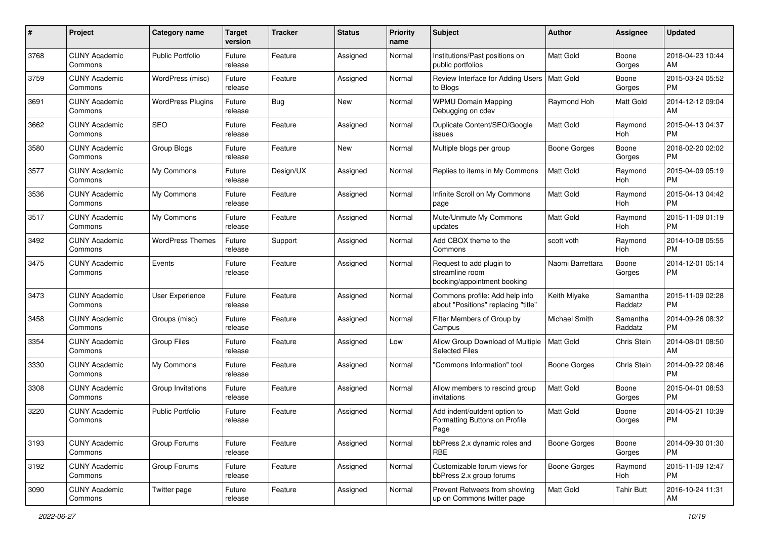| # | Project | Category name | Target version | Tracker | Status | Priority name | Subject | Author | Assignee | Updated |
|---|---|---|---|---|---|---|---|---|---|---|
| 3768 | CUNY Academic Commons | Public Portfolio | Future release | Feature | Assigned | Normal | Institutions/Past positions on public portfolios | Matt Gold | Boone Gorges | 2018-04-23 10:44 AM |
| 3759 | CUNY Academic Commons | WordPress (misc) | Future release | Feature | Assigned | Normal | Review Interface for Adding Users to Blogs | Matt Gold | Boone Gorges | 2015-03-24 05:52 PM |
| 3691 | CUNY Academic Commons | WordPress Plugins | Future release | Bug | New | Normal | WPMU Domain Mapping Debugging on cdev | Raymond Hoh | Matt Gold | 2014-12-12 09:04 AM |
| 3662 | CUNY Academic Commons | SEO | Future release | Feature | Assigned | Normal | Duplicate Content/SEO/Google issues | Matt Gold | Raymond Hoh | 2015-04-13 04:37 PM |
| 3580 | CUNY Academic Commons | Group Blogs | Future release | Feature | New | Normal | Multiple blogs per group | Boone Gorges | Boone Gorges | 2018-02-20 02:02 PM |
| 3577 | CUNY Academic Commons | My Commons | Future release | Design/UX | Assigned | Normal | Replies to items in My Commons | Matt Gold | Raymond Hoh | 2015-04-09 05:19 PM |
| 3536 | CUNY Academic Commons | My Commons | Future release | Feature | Assigned | Normal | Infinite Scroll on My Commons page | Matt Gold | Raymond Hoh | 2015-04-13 04:42 PM |
| 3517 | CUNY Academic Commons | My Commons | Future release | Feature | Assigned | Normal | Mute/Unmute My Commons updates | Matt Gold | Raymond Hoh | 2015-11-09 01:19 PM |
| 3492 | CUNY Academic Commons | WordPress Themes | Future release | Support | Assigned | Normal | Add CBOX theme to the Commons | scott voth | Raymond Hoh | 2014-10-08 05:55 PM |
| 3475 | CUNY Academic Commons | Events | Future release | Feature | Assigned | Normal | Request to add plugin to streamline room booking/appointment booking | Naomi Barrettara | Boone Gorges | 2014-12-01 05:14 PM |
| 3473 | CUNY Academic Commons | User Experience | Future release | Feature | Assigned | Normal | Commons profile: Add help info about "Positions" replacing "title" | Keith Miyake | Samantha Raddatz | 2015-11-09 02:28 PM |
| 3458 | CUNY Academic Commons | Groups (misc) | Future release | Feature | Assigned | Normal | Filter Members of Group by Campus | Michael Smith | Samantha Raddatz | 2014-09-26 08:32 PM |
| 3354 | CUNY Academic Commons | Group Files | Future release | Feature | Assigned | Low | Allow Group Download of Multiple Selected Files | Matt Gold | Chris Stein | 2014-08-01 08:50 AM |
| 3330 | CUNY Academic Commons | My Commons | Future release | Feature | Assigned | Normal | "Commons Information" tool | Boone Gorges | Chris Stein | 2014-09-22 08:46 PM |
| 3308 | CUNY Academic Commons | Group Invitations | Future release | Feature | Assigned | Normal | Allow members to rescind group invitations | Matt Gold | Boone Gorges | 2015-04-01 08:53 PM |
| 3220 | CUNY Academic Commons | Public Portfolio | Future release | Feature | Assigned | Normal | Add indent/outdent option to Formatting Buttons on Profile Page | Matt Gold | Boone Gorges | 2014-05-21 10:39 PM |
| 3193 | CUNY Academic Commons | Group Forums | Future release | Feature | Assigned | Normal | bbPress 2.x dynamic roles and RBE | Boone Gorges | Boone Gorges | 2014-09-30 01:30 PM |
| 3192 | CUNY Academic Commons | Group Forums | Future release | Feature | Assigned | Normal | Customizable forum views for bbPress 2.x group forums | Boone Gorges | Raymond Hoh | 2015-11-09 12:47 PM |
| 3090 | CUNY Academic Commons | Twitter page | Future release | Feature | Assigned | Normal | Prevent Retweets from showing up on Commons twitter page | Matt Gold | Tahir Butt | 2016-10-24 11:31 AM |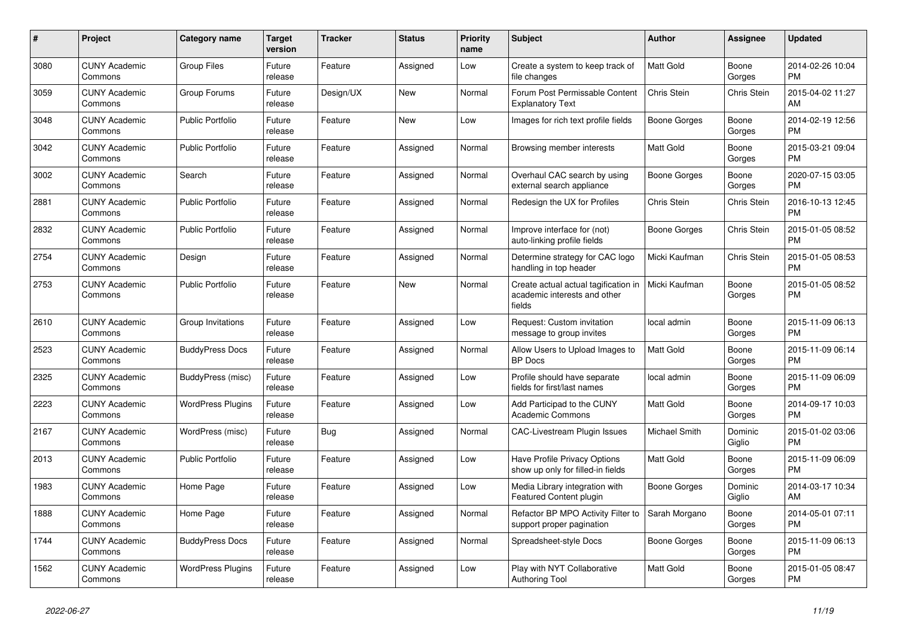| # | Project | Category name | Target version | Tracker | Status | Priority name | Subject | Author | Assignee | Updated |
|---|---|---|---|---|---|---|---|---|---|---|
| 3080 | CUNY Academic Commons | Group Files | Future release | Feature | Assigned | Low | Create a system to keep track of file changes | Matt Gold | Boone Gorges | 2014-02-26 10:04 PM |
| 3059 | CUNY Academic Commons | Group Forums | Future release | Design/UX | New | Normal | Forum Post Permissable Content Explanatory Text | Chris Stein | Chris Stein | 2015-04-02 11:27 AM |
| 3048 | CUNY Academic Commons | Public Portfolio | Future release | Feature | New | Low | Images for rich text profile fields | Boone Gorges | Boone Gorges | 2014-02-19 12:56 PM |
| 3042 | CUNY Academic Commons | Public Portfolio | Future release | Feature | Assigned | Normal | Browsing member interests | Matt Gold | Boone Gorges | 2015-03-21 09:04 PM |
| 3002 | CUNY Academic Commons | Search | Future release | Feature | Assigned | Normal | Overhaul CAC search by using external search appliance | Boone Gorges | Boone Gorges | 2020-07-15 03:05 PM |
| 2881 | CUNY Academic Commons | Public Portfolio | Future release | Feature | Assigned | Normal | Redesign the UX for Profiles | Chris Stein | Chris Stein | 2016-10-13 12:45 PM |
| 2832 | CUNY Academic Commons | Public Portfolio | Future release | Feature | Assigned | Normal | Improve interface for (not) auto-linking profile fields | Boone Gorges | Chris Stein | 2015-01-05 08:52 PM |
| 2754 | CUNY Academic Commons | Design | Future release | Feature | Assigned | Normal | Determine strategy for CAC logo handling in top header | Micki Kaufman | Chris Stein | 2015-01-05 08:53 PM |
| 2753 | CUNY Academic Commons | Public Portfolio | Future release | Feature | New | Normal | Create actual actual tagification in academic interests and other fields | Micki Kaufman | Boone Gorges | 2015-01-05 08:52 PM |
| 2610 | CUNY Academic Commons | Group Invitations | Future release | Feature | Assigned | Low | Request: Custom invitation message to group invites | local admin | Boone Gorges | 2015-11-09 06:13 PM |
| 2523 | CUNY Academic Commons | BuddyPress Docs | Future release | Feature | Assigned | Normal | Allow Users to Upload Images to BP Docs | Matt Gold | Boone Gorges | 2015-11-09 06:14 PM |
| 2325 | CUNY Academic Commons | BuddyPress (misc) | Future release | Feature | Assigned | Low | Profile should have separate fields for first/last names | local admin | Boone Gorges | 2015-11-09 06:09 PM |
| 2223 | CUNY Academic Commons | WordPress Plugins | Future release | Feature | Assigned | Low | Add Participad to the CUNY Academic Commons | Matt Gold | Boone Gorges | 2014-09-17 10:03 PM |
| 2167 | CUNY Academic Commons | WordPress (misc) | Future release | Bug | Assigned | Normal | CAC-Livestream Plugin Issues | Michael Smith | Dominic Giglio | 2015-01-02 03:06 PM |
| 2013 | CUNY Academic Commons | Public Portfolio | Future release | Feature | Assigned | Low | Have Profile Privacy Options show up only for filled-in fields | Matt Gold | Boone Gorges | 2015-11-09 06:09 PM |
| 1983 | CUNY Academic Commons | Home Page | Future release | Feature | Assigned | Low | Media Library integration with Featured Content plugin | Boone Gorges | Dominic Giglio | 2014-03-17 10:34 AM |
| 1888 | CUNY Academic Commons | Home Page | Future release | Feature | Assigned | Normal | Refactor BP MPO Activity Filter to support proper pagination | Sarah Morgano | Boone Gorges | 2014-05-01 07:11 PM |
| 1744 | CUNY Academic Commons | BuddyPress Docs | Future release | Feature | Assigned | Normal | Spreadsheet-style Docs | Boone Gorges | Boone Gorges | 2015-11-09 06:13 PM |
| 1562 | CUNY Academic Commons | WordPress Plugins | Future release | Feature | Assigned | Low | Play with NYT Collaborative Authoring Tool | Matt Gold | Boone Gorges | 2015-01-05 08:47 PM |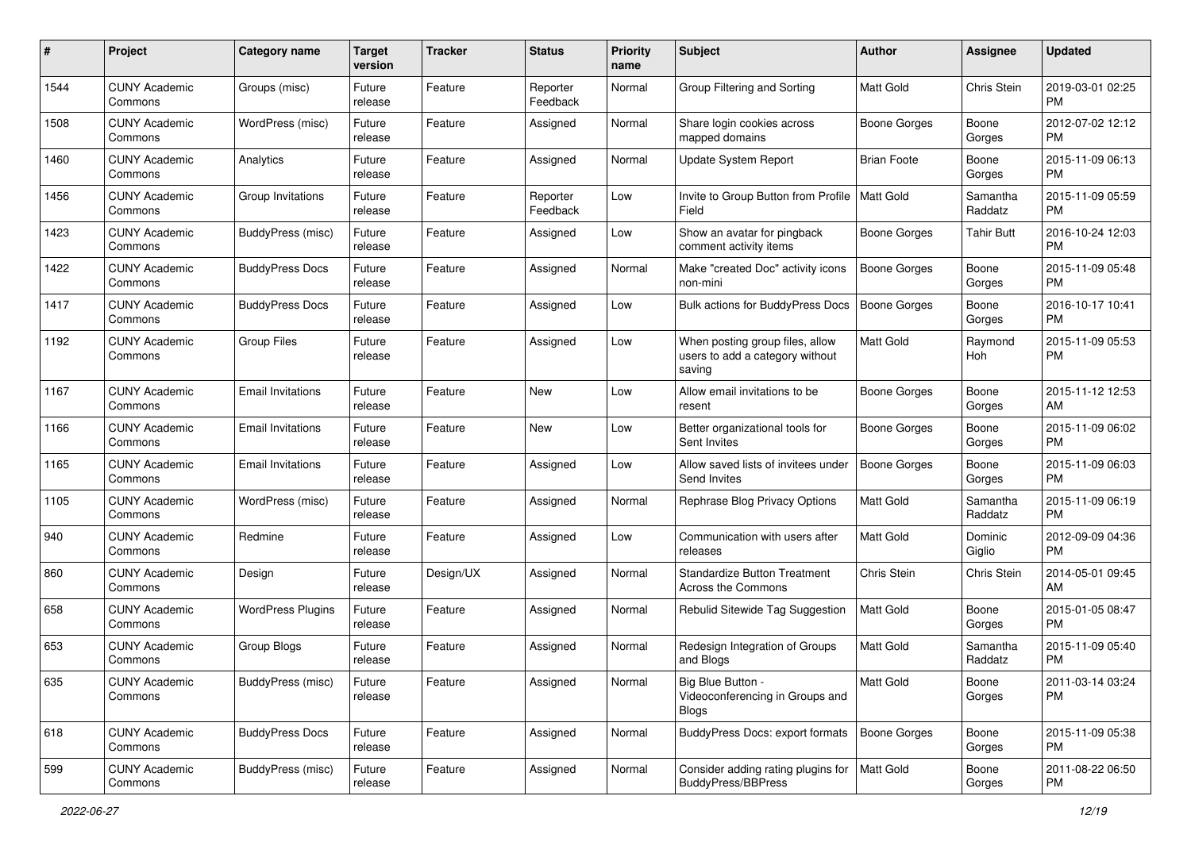| # | Project | Category name | Target version | Tracker | Status | Priority name | Subject | Author | Assignee | Updated |
|---|---|---|---|---|---|---|---|---|---|---|
| 1544 | CUNY Academic Commons | Groups (misc) | Future release | Feature | Reporter Feedback | Normal | Group Filtering and Sorting | Matt Gold | Chris Stein | 2019-03-01 02:25 PM |
| 1508 | CUNY Academic Commons | WordPress (misc) | Future release | Feature | Assigned | Normal | Share login cookies across mapped domains | Boone Gorges | Boone Gorges | 2012-07-02 12:12 PM |
| 1460 | CUNY Academic Commons | Analytics | Future release | Feature | Assigned | Normal | Update System Report | Brian Foote | Boone Gorges | 2015-11-09 06:13 PM |
| 1456 | CUNY Academic Commons | Group Invitations | Future release | Feature | Reporter Feedback | Low | Invite to Group Button from Profile Field | Matt Gold | Samantha Raddatz | 2015-11-09 05:59 PM |
| 1423 | CUNY Academic Commons | BuddyPress (misc) | Future release | Feature | Assigned | Low | Show an avatar for pingback comment activity items | Boone Gorges | Tahir Butt | 2016-10-24 12:03 PM |
| 1422 | CUNY Academic Commons | BuddyPress Docs | Future release | Feature | Assigned | Normal | Make "created Doc" activity icons non-mini | Boone Gorges | Boone Gorges | 2015-11-09 05:48 PM |
| 1417 | CUNY Academic Commons | BuddyPress Docs | Future release | Feature | Assigned | Low | Bulk actions for BuddyPress Docs | Boone Gorges | Boone Gorges | 2016-10-17 10:41 PM |
| 1192 | CUNY Academic Commons | Group Files | Future release | Feature | Assigned | Low | When posting group files, allow users to add a category without saving | Matt Gold | Raymond Hoh | 2015-11-09 05:53 PM |
| 1167 | CUNY Academic Commons | Email Invitations | Future release | Feature | New | Low | Allow email invitations to be resent | Boone Gorges | Boone Gorges | 2015-11-12 12:53 AM |
| 1166 | CUNY Academic Commons | Email Invitations | Future release | Feature | New | Low | Better organizational tools for Sent Invites | Boone Gorges | Boone Gorges | 2015-11-09 06:02 PM |
| 1165 | CUNY Academic Commons | Email Invitations | Future release | Feature | Assigned | Low | Allow saved lists of invitees under Send Invites | Boone Gorges | Boone Gorges | 2015-11-09 06:03 PM |
| 1105 | CUNY Academic Commons | WordPress (misc) | Future release | Feature | Assigned | Normal | Rephrase Blog Privacy Options | Matt Gold | Samantha Raddatz | 2015-11-09 06:19 PM |
| 940 | CUNY Academic Commons | Redmine | Future release | Feature | Assigned | Low | Communication with users after releases | Matt Gold | Dominic Giglio | 2012-09-09 04:36 PM |
| 860 | CUNY Academic Commons | Design | Future release | Design/UX | Assigned | Normal | Standardize Button Treatment Across the Commons | Chris Stein | Chris Stein | 2014-05-01 09:45 AM |
| 658 | CUNY Academic Commons | WordPress Plugins | Future release | Feature | Assigned | Normal | Rebulid Sitewide Tag Suggestion | Matt Gold | Boone Gorges | 2015-01-05 08:47 PM |
| 653 | CUNY Academic Commons | Group Blogs | Future release | Feature | Assigned | Normal | Redesign Integration of Groups and Blogs | Matt Gold | Samantha Raddatz | 2015-11-09 05:40 PM |
| 635 | CUNY Academic Commons | BuddyPress (misc) | Future release | Feature | Assigned | Normal | Big Blue Button - Videoconferencing in Groups and Blogs | Matt Gold | Boone Gorges | 2011-03-14 03:24 PM |
| 618 | CUNY Academic Commons | BuddyPress Docs | Future release | Feature | Assigned | Normal | BuddyPress Docs: export formats | Boone Gorges | Boone Gorges | 2015-11-09 05:38 PM |
| 599 | CUNY Academic Commons | BuddyPress (misc) | Future release | Feature | Assigned | Normal | Consider adding rating plugins for BuddyPress/BBPress | Matt Gold | Boone Gorges | 2011-08-22 06:50 PM |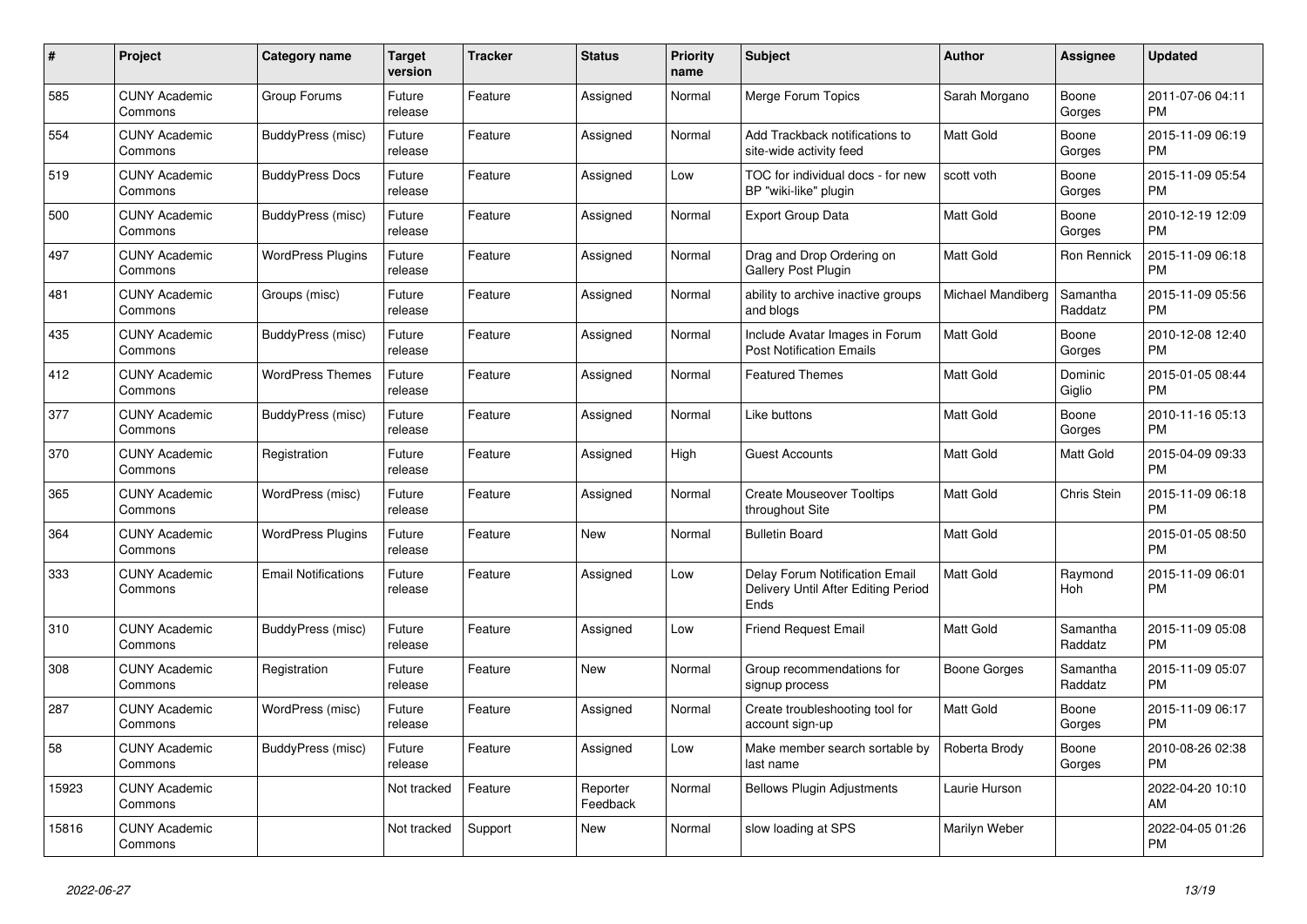| # | Project | Category name | Target version | Tracker | Status | Priority name | Subject | Author | Assignee | Updated |
|---|---|---|---|---|---|---|---|---|---|---|
| 585 | CUNY Academic Commons | Group Forums | Future release | Feature | Assigned | Normal | Merge Forum Topics | Sarah Morgano | Boone Gorges | 2011-07-06 04:11 PM |
| 554 | CUNY Academic Commons | BuddyPress (misc) | Future release | Feature | Assigned | Normal | Add Trackback notifications to site-wide activity feed | Matt Gold | Boone Gorges | 2015-11-09 06:19 PM |
| 519 | CUNY Academic Commons | BuddyPress Docs | Future release | Feature | Assigned | Low | TOC for individual docs - for new BP "wiki-like" plugin | scott voth | Boone Gorges | 2015-11-09 05:54 PM |
| 500 | CUNY Academic Commons | BuddyPress (misc) | Future release | Feature | Assigned | Normal | Export Group Data | Matt Gold | Boone Gorges | 2010-12-19 12:09 PM |
| 497 | CUNY Academic Commons | WordPress Plugins | Future release | Feature | Assigned | Normal | Drag and Drop Ordering on Gallery Post Plugin | Matt Gold | Ron Rennick | 2015-11-09 06:18 PM |
| 481 | CUNY Academic Commons | Groups (misc) | Future release | Feature | Assigned | Normal | ability to archive inactive groups and blogs | Michael Mandiberg | Samantha Raddatz | 2015-11-09 05:56 PM |
| 435 | CUNY Academic Commons | BuddyPress (misc) | Future release | Feature | Assigned | Normal | Include Avatar Images in Forum Post Notification Emails | Matt Gold | Boone Gorges | 2010-12-08 12:40 PM |
| 412 | CUNY Academic Commons | WordPress Themes | Future release | Feature | Assigned | Normal | Featured Themes | Matt Gold | Dominic Giglio | 2015-01-05 08:44 PM |
| 377 | CUNY Academic Commons | BuddyPress (misc) | Future release | Feature | Assigned | Normal | Like buttons | Matt Gold | Boone Gorges | 2010-11-16 05:13 PM |
| 370 | CUNY Academic Commons | Registration | Future release | Feature | Assigned | High | Guest Accounts | Matt Gold | Matt Gold | 2015-04-09 09:33 PM |
| 365 | CUNY Academic Commons | WordPress (misc) | Future release | Feature | Assigned | Normal | Create Mouseover Tooltips throughout Site | Matt Gold | Chris Stein | 2015-11-09 06:18 PM |
| 364 | CUNY Academic Commons | WordPress Plugins | Future release | Feature | New | Normal | Bulletin Board | Matt Gold | | 2015-01-05 08:50 PM |
| 333 | CUNY Academic Commons | Email Notifications | Future release | Feature | Assigned | Low | Delay Forum Notification Email Delivery Until After Editing Period Ends | Matt Gold | Raymond Hoh | 2015-11-09 06:01 PM |
| 310 | CUNY Academic Commons | BuddyPress (misc) | Future release | Feature | Assigned | Low | Friend Request Email | Matt Gold | Samantha Raddatz | 2015-11-09 05:08 PM |
| 308 | CUNY Academic Commons | Registration | Future release | Feature | New | Normal | Group recommendations for signup process | Boone Gorges | Samantha Raddatz | 2015-11-09 05:07 PM |
| 287 | CUNY Academic Commons | WordPress (misc) | Future release | Feature | Assigned | Normal | Create troubleshooting tool for account sign-up | Matt Gold | Boone Gorges | 2015-11-09 06:17 PM |
| 58 | CUNY Academic Commons | BuddyPress (misc) | Future release | Feature | Assigned | Low | Make member search sortable by last name | Roberta Brody | Boone Gorges | 2010-08-26 02:38 PM |
| 15923 | CUNY Academic Commons | | Not tracked | Feature | Reporter Feedback | Normal | Bellows Plugin Adjustments | Laurie Hurson | | 2022-04-20 10:10 AM |
| 15816 | CUNY Academic Commons | | Not tracked | Support | New | Normal | slow loading at SPS | Marilyn Weber | | 2022-04-05 01:26 PM |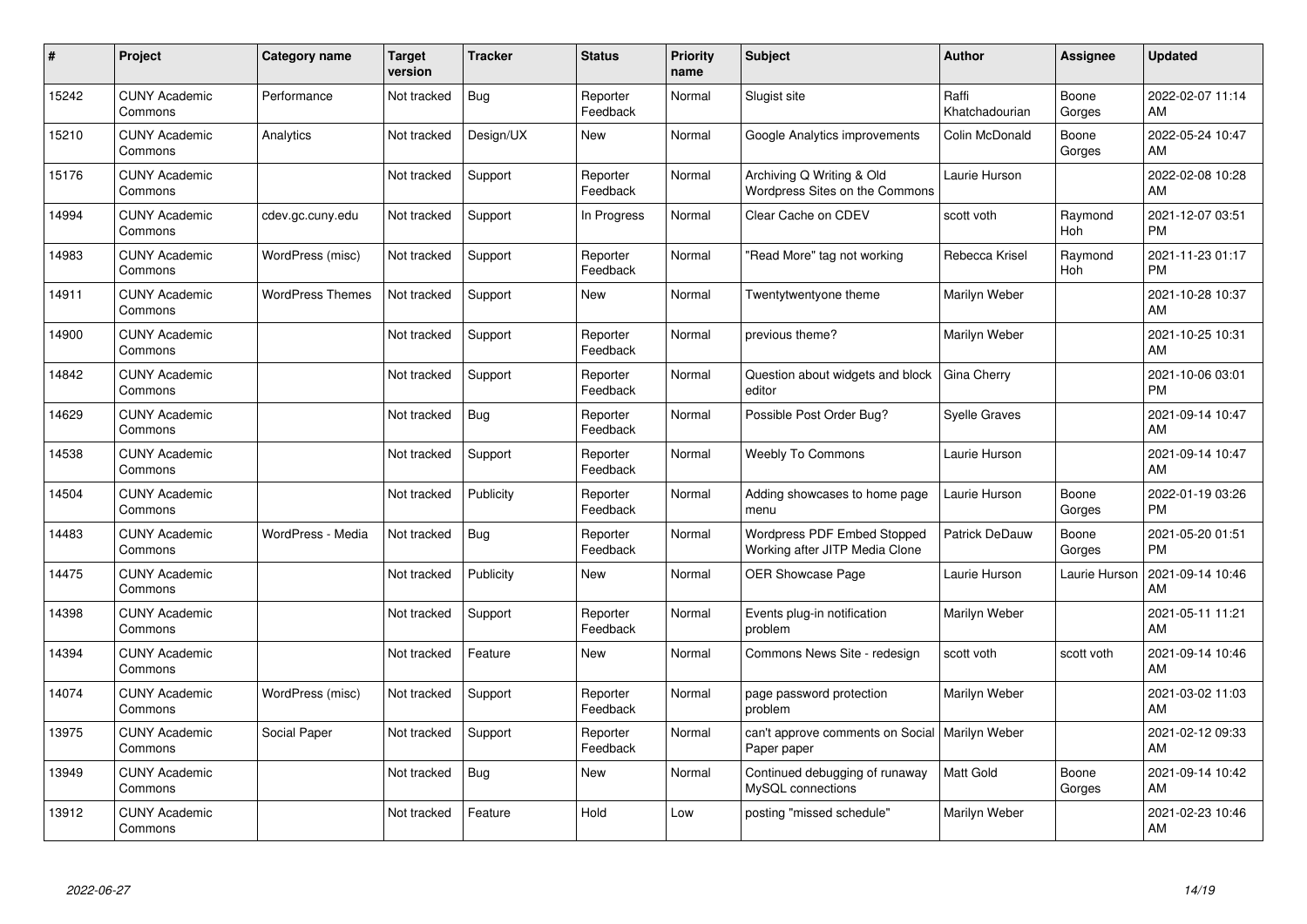| # | Project | Category name | Target version | Tracker | Status | Priority name | Subject | Author | Assignee | Updated |
|---|---|---|---|---|---|---|---|---|---|---|
| 15242 | CUNY Academic Commons | Performance | Not tracked | Bug | Reporter Feedback | Normal | Slugist site | Raffi Khatchadourian | Boone Gorges | 2022-02-07 11:14 AM |
| 15210 | CUNY Academic Commons | Analytics | Not tracked | Design/UX | New | Normal | Google Analytics improvements | Colin McDonald | Boone Gorges | 2022-05-24 10:47 AM |
| 15176 | CUNY Academic Commons | | Not tracked | Support | Reporter Feedback | Normal | Archiving Q Writing & Old Wordpress Sites on the Commons | Laurie Hurson | | 2022-02-08 10:28 AM |
| 14994 | CUNY Academic Commons | cdev.gc.cuny.edu | Not tracked | Support | In Progress | Normal | Clear Cache on CDEV | scott voth | Raymond Hoh | 2021-12-07 03:51 PM |
| 14983 | CUNY Academic Commons | WordPress (misc) | Not tracked | Support | Reporter Feedback | Normal | "Read More" tag not working | Rebecca Krisel | Raymond Hoh | 2021-11-23 01:17 PM |
| 14911 | CUNY Academic Commons | WordPress Themes | Not tracked | Support | New | Normal | Twentytwentyone theme | Marilyn Weber | | 2021-10-28 10:37 AM |
| 14900 | CUNY Academic Commons | | Not tracked | Support | Reporter Feedback | Normal | previous theme? | Marilyn Weber | | 2021-10-25 10:31 AM |
| 14842 | CUNY Academic Commons | | Not tracked | Support | Reporter Feedback | Normal | Question about widgets and block editor | Gina Cherry | | 2021-10-06 03:01 PM |
| 14629 | CUNY Academic Commons | | Not tracked | Bug | Reporter Feedback | Normal | Possible Post Order Bug? | Syelle Graves | | 2021-09-14 10:47 AM |
| 14538 | CUNY Academic Commons | | Not tracked | Support | Reporter Feedback | Normal | Weebly To Commons | Laurie Hurson | | 2021-09-14 10:47 AM |
| 14504 | CUNY Academic Commons | | Not tracked | Publicity | Reporter Feedback | Normal | Adding showcases to home page menu | Laurie Hurson | Boone Gorges | 2022-01-19 03:26 PM |
| 14483 | CUNY Academic Commons | WordPress - Media | Not tracked | Bug | Reporter Feedback | Normal | Wordpress PDF Embed Stopped Working after JITP Media Clone | Patrick DeDauw | Boone Gorges | 2021-05-20 01:51 PM |
| 14475 | CUNY Academic Commons | | Not tracked | Publicity | New | Normal | OER Showcase Page | Laurie Hurson | Laurie Hurson | 2021-09-14 10:46 AM |
| 14398 | CUNY Academic Commons | | Not tracked | Support | Reporter Feedback | Normal | Events plug-in notification problem | Marilyn Weber | | 2021-05-11 11:21 AM |
| 14394 | CUNY Academic Commons | | Not tracked | Feature | New | Normal | Commons News Site - redesign | scott voth | scott voth | 2021-09-14 10:46 AM |
| 14074 | CUNY Academic Commons | WordPress (misc) | Not tracked | Support | Reporter Feedback | Normal | page password protection problem | Marilyn Weber | | 2021-03-02 11:03 AM |
| 13975 | CUNY Academic Commons | Social Paper | Not tracked | Support | Reporter Feedback | Normal | can't approve comments on Social Paper paper | Marilyn Weber | | 2021-02-12 09:33 AM |
| 13949 | CUNY Academic Commons | | Not tracked | Bug | New | Normal | Continued debugging of runaway MySQL connections | Matt Gold | Boone Gorges | 2021-09-14 10:42 AM |
| 13912 | CUNY Academic Commons | | Not tracked | Feature | Hold | Low | posting "missed schedule" | Marilyn Weber | | 2021-02-23 10:46 AM |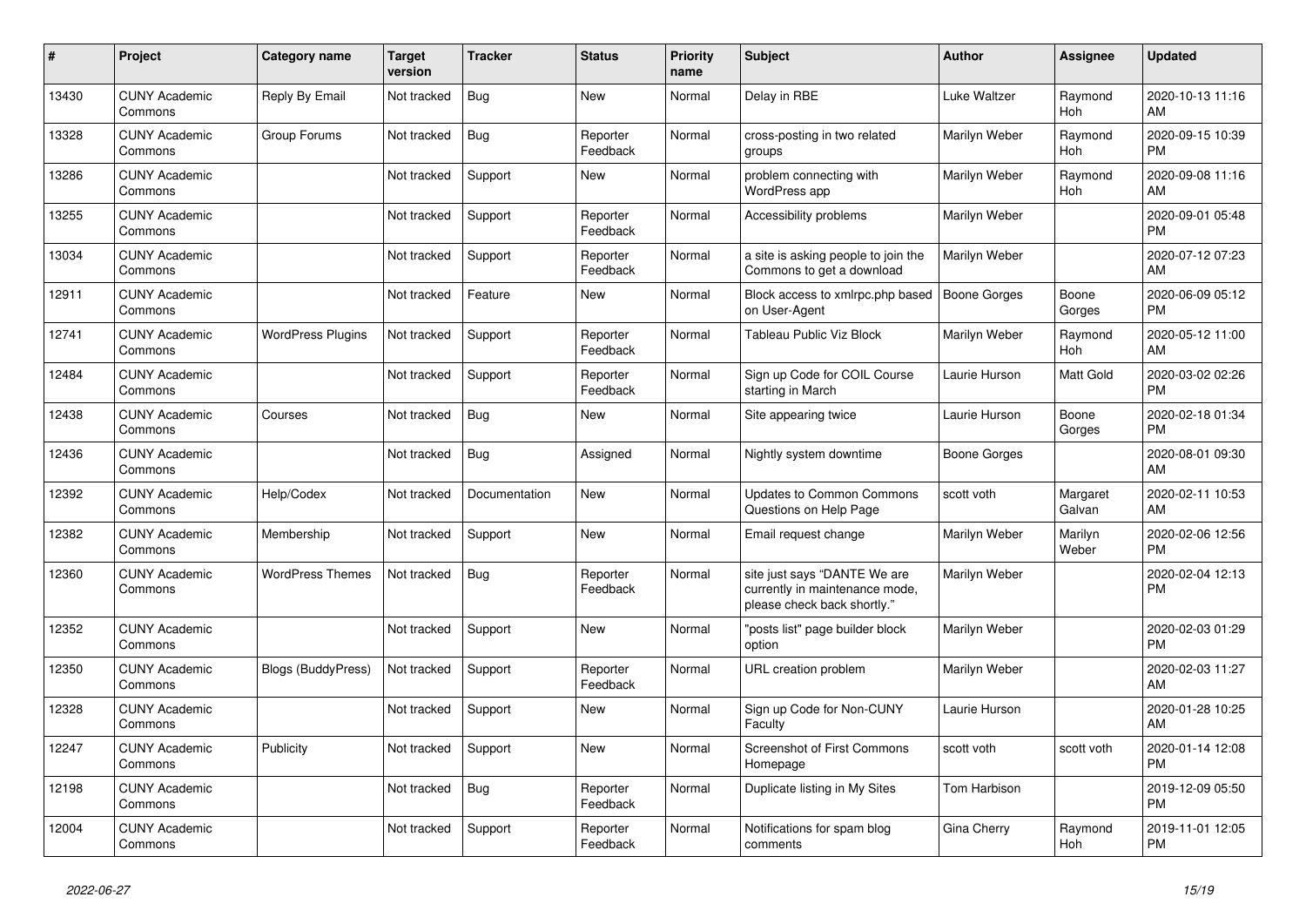| # | Project | Category name | Target version | Tracker | Status | Priority name | Subject | Author | Assignee | Updated |
|---|---|---|---|---|---|---|---|---|---|---|
| 13430 | CUNY Academic Commons | Reply By Email | Not tracked | Bug | New | Normal | Delay in RBE | Luke Waltzer | Raymond Hoh | 2020-10-13 11:16 AM |
| 13328 | CUNY Academic Commons | Group Forums | Not tracked | Bug | Reporter Feedback | Normal | cross-posting in two related groups | Marilyn Weber | Raymond Hoh | 2020-09-15 10:39 PM |
| 13286 | CUNY Academic Commons | | Not tracked | Support | New | Normal | problem connecting with WordPress app | Marilyn Weber | Raymond Hoh | 2020-09-08 11:16 AM |
| 13255 | CUNY Academic Commons | | Not tracked | Support | Reporter Feedback | Normal | Accessibility problems | Marilyn Weber | | 2020-09-01 05:48 PM |
| 13034 | CUNY Academic Commons | | Not tracked | Support | Reporter Feedback | Normal | a site is asking people to join the Commons to get a download | Marilyn Weber | | 2020-07-12 07:23 AM |
| 12911 | CUNY Academic Commons | | Not tracked | Feature | New | Normal | Block access to xmlrpc.php based on User-Agent | Boone Gorges | Boone Gorges | 2020-06-09 05:12 PM |
| 12741 | CUNY Academic Commons | WordPress Plugins | Not tracked | Support | Reporter Feedback | Normal | Tableau Public Viz Block | Marilyn Weber | Raymond Hoh | 2020-05-12 11:00 AM |
| 12484 | CUNY Academic Commons | | Not tracked | Support | Reporter Feedback | Normal | Sign up Code for COIL Course starting in March | Laurie Hurson | Matt Gold | 2020-03-02 02:26 PM |
| 12438 | CUNY Academic Commons | Courses | Not tracked | Bug | New | Normal | Site appearing twice | Laurie Hurson | Boone Gorges | 2020-02-18 01:34 PM |
| 12436 | CUNY Academic Commons | | Not tracked | Bug | Assigned | Normal | Nightly system downtime | Boone Gorges | | 2020-08-01 09:30 AM |
| 12392 | CUNY Academic Commons | Help/Codex | Not tracked | Documentation | New | Normal | Updates to Common Commons Questions on Help Page | scott voth | Margaret Galvan | 2020-02-11 10:53 AM |
| 12382 | CUNY Academic Commons | Membership | Not tracked | Support | New | Normal | Email request change | Marilyn Weber | Marilyn Weber | 2020-02-06 12:56 PM |
| 12360 | CUNY Academic Commons | WordPress Themes | Not tracked | Bug | Reporter Feedback | Normal | site just says "DANTE We are currently in maintenance mode, please check back shortly." | Marilyn Weber | | 2020-02-04 12:13 PM |
| 12352 | CUNY Academic Commons | | Not tracked | Support | New | Normal | "posts list" page builder block option | Marilyn Weber | | 2020-02-03 01:29 PM |
| 12350 | CUNY Academic Commons | Blogs (BuddyPress) | Not tracked | Support | Reporter Feedback | Normal | URL creation problem | Marilyn Weber | | 2020-02-03 11:27 AM |
| 12328 | CUNY Academic Commons | | Not tracked | Support | New | Normal | Sign up Code for Non-CUNY Faculty | Laurie Hurson | | 2020-01-28 10:25 AM |
| 12247 | CUNY Academic Commons | Publicity | Not tracked | Support | New | Normal | Screenshot of First Commons Homepage | scott voth | scott voth | 2020-01-14 12:08 PM |
| 12198 | CUNY Academic Commons | | Not tracked | Bug | Reporter Feedback | Normal | Duplicate listing in My Sites | Tom Harbison | | 2019-12-09 05:50 PM |
| 12004 | CUNY Academic Commons | | Not tracked | Support | Reporter Feedback | Normal | Notifications for spam blog comments | Gina Cherry | Raymond Hoh | 2019-11-01 12:05 PM |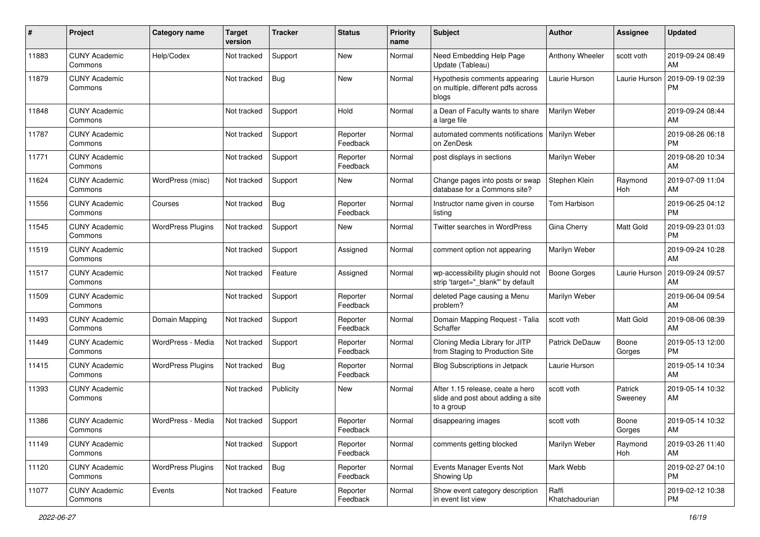| # | Project | Category name | Target version | Tracker | Status | Priority name | Subject | Author | Assignee | Updated |
|---|---|---|---|---|---|---|---|---|---|---|
| 11883 | CUNY Academic Commons | Help/Codex | Not tracked | Support | New | Normal | Need Embedding Help Page Update (Tableau) | Anthony Wheeler | scott voth | 2019-09-24 08:49 AM |
| 11879 | CUNY Academic Commons | | Not tracked | Bug | New | Normal | Hypothesis comments appearing on multiple, different pdfs across blogs | Laurie Hurson | Laurie Hurson | 2019-09-19 02:39 PM |
| 11848 | CUNY Academic Commons | | Not tracked | Support | Hold | Normal | a Dean of Faculty wants to share a large file | Marilyn Weber | | 2019-09-24 08:44 AM |
| 11787 | CUNY Academic Commons | | Not tracked | Support | Reporter Feedback | Normal | automated comments notifications on ZenDesk | Marilyn Weber | | 2019-08-26 06:18 PM |
| 11771 | CUNY Academic Commons | | Not tracked | Support | Reporter Feedback | Normal | post displays in sections | Marilyn Weber | | 2019-08-20 10:34 AM |
| 11624 | CUNY Academic Commons | WordPress (misc) | Not tracked | Support | New | Normal | Change pages into posts or swap database for a Commons site? | Stephen Klein | Raymond Hoh | 2019-07-09 11:04 AM |
| 11556 | CUNY Academic Commons | Courses | Not tracked | Bug | Reporter Feedback | Normal | Instructor name given in course listing | Tom Harbison | | 2019-06-25 04:12 PM |
| 11545 | CUNY Academic Commons | WordPress Plugins | Not tracked | Support | New | Normal | Twitter searches in WordPress | Gina Cherry | Matt Gold | 2019-09-23 01:03 PM |
| 11519 | CUNY Academic Commons | | Not tracked | Support | Assigned | Normal | comment option not appearing | Marilyn Weber | | 2019-09-24 10:28 AM |
| 11517 | CUNY Academic Commons | | Not tracked | Feature | Assigned | Normal | wp-accessibility plugin should not strip 'target="_blank"' by default | Boone Gorges | Laurie Hurson | 2019-09-24 09:57 AM |
| 11509 | CUNY Academic Commons | | Not tracked | Support | Reporter Feedback | Normal | deleted Page causing a Menu problem? | Marilyn Weber | | 2019-06-04 09:54 AM |
| 11493 | CUNY Academic Commons | Domain Mapping | Not tracked | Support | Reporter Feedback | Normal | Domain Mapping Request - Talia Schaffer | scott voth | Matt Gold | 2019-08-06 08:39 AM |
| 11449 | CUNY Academic Commons | WordPress - Media | Not tracked | Support | Reporter Feedback | Normal | Cloning Media Library for JITP from Staging to Production Site | Patrick DeDauw | Boone Gorges | 2019-05-13 12:00 PM |
| 11415 | CUNY Academic Commons | WordPress Plugins | Not tracked | Bug | Reporter Feedback | Normal | Blog Subscriptions in Jetpack | Laurie Hurson | | 2019-05-14 10:34 AM |
| 11393 | CUNY Academic Commons | | Not tracked | Publicity | New | Normal | After 1.15 release, ceate a hero slide and post about adding a site to a group | scott voth | Patrick Sweeney | 2019-05-14 10:32 AM |
| 11386 | CUNY Academic Commons | WordPress - Media | Not tracked | Support | Reporter Feedback | Normal | disappearing images | scott voth | Boone Gorges | 2019-05-14 10:32 AM |
| 11149 | CUNY Academic Commons | | Not tracked | Support | Reporter Feedback | Normal | comments getting blocked | Marilyn Weber | Raymond Hoh | 2019-03-26 11:40 AM |
| 11120 | CUNY Academic Commons | WordPress Plugins | Not tracked | Bug | Reporter Feedback | Normal | Events Manager Events Not Showing Up | Mark Webb | | 2019-02-27 04:10 PM |
| 11077 | CUNY Academic Commons | Events | Not tracked | Feature | Reporter Feedback | Normal | Show event category description in event list view | Raffi Khatchadourian | | 2019-02-12 10:38 PM |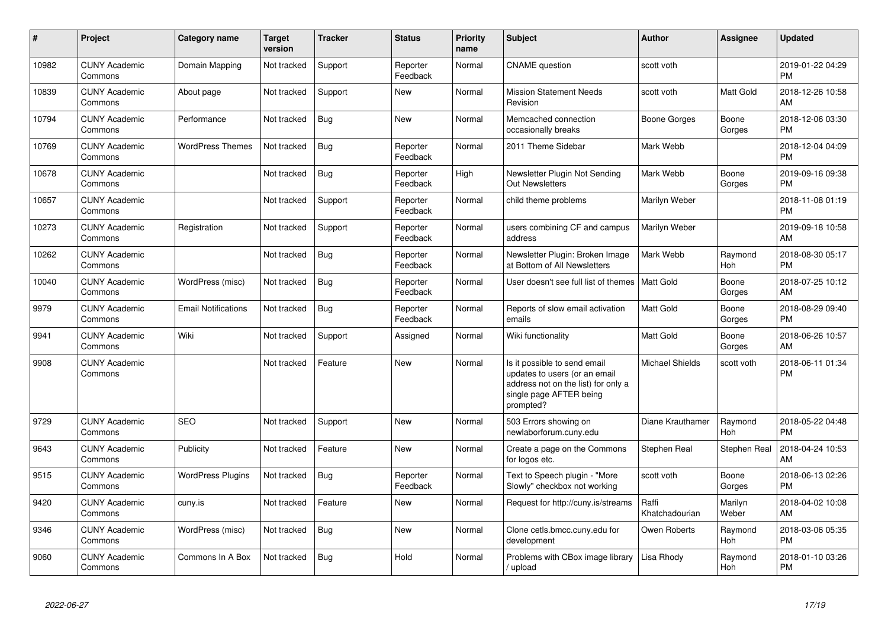| # | Project | Category name | Target version | Tracker | Status | Priority name | Subject | Author | Assignee | Updated |
|---|---|---|---|---|---|---|---|---|---|---|
| 10982 | CUNY Academic Commons | Domain Mapping | Not tracked | Support | Reporter Feedback | Normal | CNAME question | scott voth | | 2019-01-22 04:29 PM |
| 10839 | CUNY Academic Commons | About page | Not tracked | Support | New | Normal | Mission Statement Needs Revision | scott voth | Matt Gold | 2018-12-26 10:58 AM |
| 10794 | CUNY Academic Commons | Performance | Not tracked | Bug | New | Normal | Memcached connection occasionally breaks | Boone Gorges | Boone Gorges | 2018-12-06 03:30 PM |
| 10769 | CUNY Academic Commons | WordPress Themes | Not tracked | Bug | Reporter Feedback | Normal | 2011 Theme Sidebar | Mark Webb | | 2018-12-04 04:09 PM |
| 10678 | CUNY Academic Commons | | Not tracked | Bug | Reporter Feedback | High | Newsletter Plugin Not Sending Out Newsletters | Mark Webb | Boone Gorges | 2019-09-16 09:38 PM |
| 10657 | CUNY Academic Commons | | Not tracked | Support | Reporter Feedback | Normal | child theme problems | Marilyn Weber | | 2018-11-08 01:19 PM |
| 10273 | CUNY Academic Commons | Registration | Not tracked | Support | Reporter Feedback | Normal | users combining CF and campus address | Marilyn Weber | | 2019-09-18 10:58 AM |
| 10262 | CUNY Academic Commons | | Not tracked | Bug | Reporter Feedback | Normal | Newsletter Plugin: Broken Image at Bottom of All Newsletters | Mark Webb | Raymond Hoh | 2018-08-30 05:17 PM |
| 10040 | CUNY Academic Commons | WordPress (misc) | Not tracked | Bug | Reporter Feedback | Normal | User doesn't see full list of themes | Matt Gold | Boone Gorges | 2018-07-25 10:12 AM |
| 9979 | CUNY Academic Commons | Email Notifications | Not tracked | Bug | Reporter Feedback | Normal | Reports of slow email activation emails | Matt Gold | Boone Gorges | 2018-08-29 09:40 PM |
| 9941 | CUNY Academic Commons | Wiki | Not tracked | Support | Assigned | Normal | Wiki functionality | Matt Gold | Boone Gorges | 2018-06-26 10:57 AM |
| 9908 | CUNY Academic Commons | | Not tracked | Feature | New | Normal | Is it possible to send email updates to users (or an email address not on the list) for only a single page AFTER being prompted? | Michael Shields | scott voth | 2018-06-11 01:34 PM |
| 9729 | CUNY Academic Commons | SEO | Not tracked | Support | New | Normal | 503 Errors showing on newlaborforum.cuny.edu | Diane Krauthamer | Raymond Hoh | 2018-05-22 04:48 PM |
| 9643 | CUNY Academic Commons | Publicity | Not tracked | Feature | New | Normal | Create a page on the Commons for logos etc. | Stephen Real | Stephen Real | 2018-04-24 10:53 AM |
| 9515 | CUNY Academic Commons | WordPress Plugins | Not tracked | Bug | Reporter Feedback | Normal | Text to Speech plugin - "More Slowly" checkbox not working | scott voth | Boone Gorges | 2018-06-13 02:26 PM |
| 9420 | CUNY Academic Commons | cuny.is | Not tracked | Feature | New | Normal | Request for http://cuny.is/streams | Raffi Khatchadourian | Marilyn Weber | 2018-04-02 10:08 AM |
| 9346 | CUNY Academic Commons | WordPress (misc) | Not tracked | Bug | New | Normal | Clone cetls.bmcc.cuny.edu for development | Owen Roberts | Raymond Hoh | 2018-03-06 05:35 PM |
| 9060 | CUNY Academic Commons | Commons In A Box | Not tracked | Bug | Hold | Normal | Problems with CBox image library / upload | Lisa Rhody | Raymond Hoh | 2018-01-10 03:26 PM |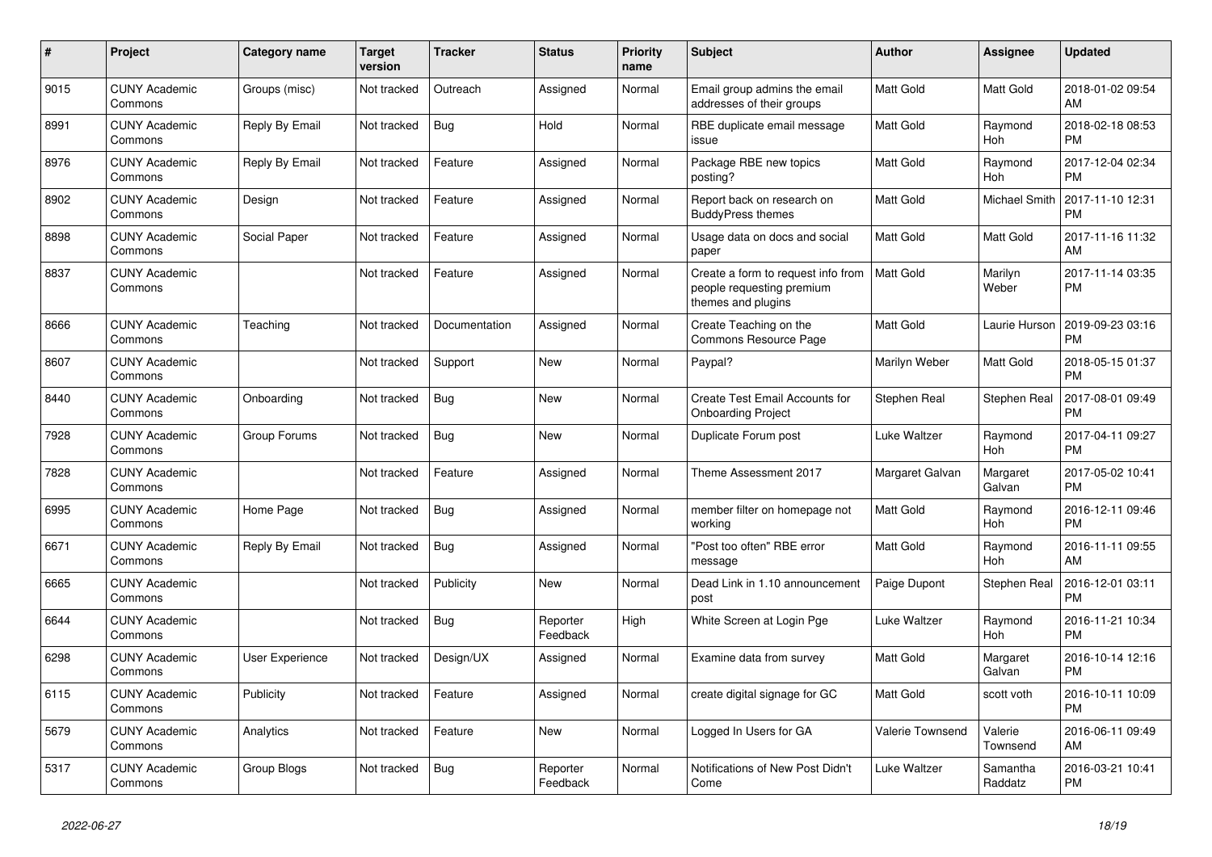| # | Project | Category name | Target version | Tracker | Status | Priority name | Subject | Author | Assignee | Updated |
|---|---|---|---|---|---|---|---|---|---|---|
| 9015 | CUNY Academic Commons | Groups (misc) | Not tracked | Outreach | Assigned | Normal | Email group admins the email addresses of their groups | Matt Gold | Matt Gold | 2018-01-02 09:54 AM |
| 8991 | CUNY Academic Commons | Reply By Email | Not tracked | Bug | Hold | Normal | RBE duplicate email message issue | Matt Gold | Raymond Hoh | 2018-02-18 08:53 PM |
| 8976 | CUNY Academic Commons | Reply By Email | Not tracked | Feature | Assigned | Normal | Package RBE new topics posting? | Matt Gold | Raymond Hoh | 2017-12-04 02:34 PM |
| 8902 | CUNY Academic Commons | Design | Not tracked | Feature | Assigned | Normal | Report back on research on BuddyPress themes | Matt Gold | Michael Smith | 2017-11-10 12:31 PM |
| 8898 | CUNY Academic Commons | Social Paper | Not tracked | Feature | Assigned | Normal | Usage data on docs and social paper | Matt Gold | Matt Gold | 2017-11-16 11:32 AM |
| 8837 | CUNY Academic Commons | | Not tracked | Feature | Assigned | Normal | Create a form to request info from people requesting premium themes and plugins | Matt Gold | Marilyn Weber | 2017-11-14 03:35 PM |
| 8666 | CUNY Academic Commons | Teaching | Not tracked | Documentation | Assigned | Normal | Create Teaching on the Commons Resource Page | Matt Gold | Laurie Hurson | 2019-09-23 03:16 PM |
| 8607 | CUNY Academic Commons | | Not tracked | Support | New | Normal | Paypal? | Marilyn Weber | Matt Gold | 2018-05-15 01:37 PM |
| 8440 | CUNY Academic Commons | Onboarding | Not tracked | Bug | New | Normal | Create Test Email Accounts for Onboarding Project | Stephen Real | Stephen Real | 2017-08-01 09:49 PM |
| 7928 | CUNY Academic Commons | Group Forums | Not tracked | Bug | New | Normal | Duplicate Forum post | Luke Waltzer | Raymond Hoh | 2017-04-11 09:27 PM |
| 7828 | CUNY Academic Commons | | Not tracked | Feature | Assigned | Normal | Theme Assessment 2017 | Margaret Galvan | Margaret Galvan | 2017-05-02 10:41 PM |
| 6995 | CUNY Academic Commons | Home Page | Not tracked | Bug | Assigned | Normal | member filter on homepage not working | Matt Gold | Raymond Hoh | 2016-12-11 09:46 PM |
| 6671 | CUNY Academic Commons | Reply By Email | Not tracked | Bug | Assigned | Normal | "Post too often" RBE error message | Matt Gold | Raymond Hoh | 2016-11-11 09:55 AM |
| 6665 | CUNY Academic Commons | | Not tracked | Publicity | New | Normal | Dead Link in 1.10 announcement post | Paige Dupont | Stephen Real | 2016-12-01 03:11 PM |
| 6644 | CUNY Academic Commons | | Not tracked | Bug | Reporter Feedback | High | White Screen at Login Pge | Luke Waltzer | Raymond Hoh | 2016-11-21 10:34 PM |
| 6298 | CUNY Academic Commons | User Experience | Not tracked | Design/UX | Assigned | Normal | Examine data from survey | Matt Gold | Margaret Galvan | 2016-10-14 12:16 PM |
| 6115 | CUNY Academic Commons | Publicity | Not tracked | Feature | Assigned | Normal | create digital signage for GC | Matt Gold | scott voth | 2016-10-11 10:09 PM |
| 5679 | CUNY Academic Commons | Analytics | Not tracked | Feature | New | Normal | Logged In Users for GA | Valerie Townsend | Valerie Townsend | 2016-06-11 09:49 AM |
| 5317 | CUNY Academic Commons | Group Blogs | Not tracked | Bug | Reporter Feedback | Normal | Notifications of New Post Didn't Come | Luke Waltzer | Samantha Raddatz | 2016-03-21 10:41 PM |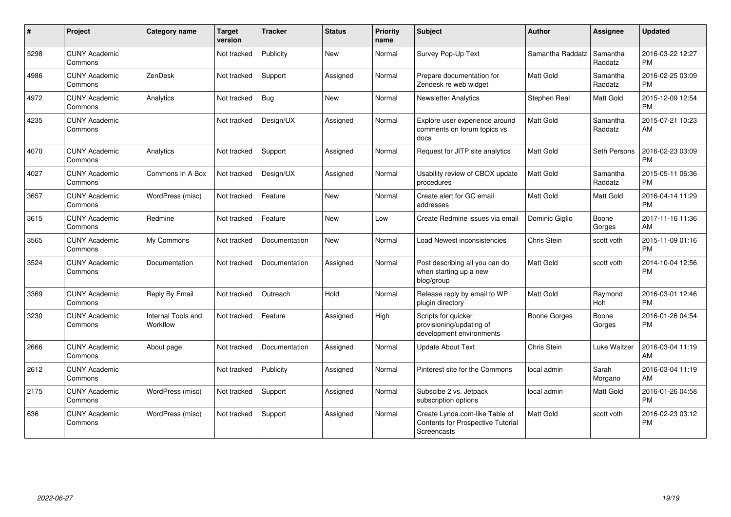| # | Project | Category name | Target version | Tracker | Status | Priority name | Subject | Author | Assignee | Updated |
|---|---|---|---|---|---|---|---|---|---|---|
| 5298 | CUNY Academic Commons | | Not tracked | Publicity | New | Normal | Survey Pop-Up Text | Samantha Raddatz | Samantha Raddatz | 2016-03-22 12:27 PM |
| 4986 | CUNY Academic Commons | ZenDesk | Not tracked | Support | Assigned | Normal | Prepare documentation for Zendesk re web widget | Matt Gold | Samantha Raddatz | 2016-02-25 03:09 PM |
| 4972 | CUNY Academic Commons | Analytics | Not tracked | Bug | New | Normal | Newsletter Analytics | Stephen Real | Matt Gold | 2015-12-09 12:54 PM |
| 4235 | CUNY Academic Commons | | Not tracked | Design/UX | Assigned | Normal | Explore user experience around comments on forum topics vs docs | Matt Gold | Samantha Raddatz | 2015-07-21 10:23 AM |
| 4070 | CUNY Academic Commons | Analytics | Not tracked | Support | Assigned | Normal | Request for JITP site analytics | Matt Gold | Seth Persons | 2016-02-23 03:09 PM |
| 4027 | CUNY Academic Commons | Commons In A Box | Not tracked | Design/UX | Assigned | Normal | Usability review of CBOX update procedures | Matt Gold | Samantha Raddatz | 2015-05-11 06:36 PM |
| 3657 | CUNY Academic Commons | WordPress (misc) | Not tracked | Feature | New | Normal | Create alert for GC email addresses | Matt Gold | Matt Gold | 2016-04-14 11:29 PM |
| 3615 | CUNY Academic Commons | Redmine | Not tracked | Feature | New | Low | Create Redmine issues via email | Dominic Giglio | Boone Gorges | 2017-11-16 11:36 AM |
| 3565 | CUNY Academic Commons | My Commons | Not tracked | Documentation | New | Normal | Load Newest inconsistencies | Chris Stein | scott voth | 2015-11-09 01:16 PM |
| 3524 | CUNY Academic Commons | Documentation | Not tracked | Documentation | Assigned | Normal | Post describing all you can do when starting up a new blog/group | Matt Gold | scott voth | 2014-10-04 12:56 PM |
| 3369 | CUNY Academic Commons | Reply By Email | Not tracked | Outreach | Hold | Normal | Release reply by email to WP plugin directory | Matt Gold | Raymond Hoh | 2016-03-01 12:46 PM |
| 3230 | CUNY Academic Commons | Internal Tools and Workflow | Not tracked | Feature | Assigned | High | Scripts for quicker provisioning/updating of development environments | Boone Gorges | Boone Gorges | 2016-01-26 04:54 PM |
| 2666 | CUNY Academic Commons | About page | Not tracked | Documentation | Assigned | Normal | Update About Text | Chris Stein | Luke Waltzer | 2016-03-04 11:19 AM |
| 2612 | CUNY Academic Commons | | Not tracked | Publicity | Assigned | Normal | Pinterest site for the Commons | local admin | Sarah Morgano | 2016-03-04 11:19 AM |
| 2175 | CUNY Academic Commons | WordPress (misc) | Not tracked | Support | Assigned | Normal | Subscibe 2 vs. Jetpack subscription options | local admin | Matt Gold | 2016-01-26 04:58 PM |
| 636 | CUNY Academic Commons | WordPress (misc) | Not tracked | Support | Assigned | Normal | Create Lynda.com-like Table of Contents for Prospective Tutorial Screencasts | Matt Gold | scott voth | 2016-02-23 03:12 PM |